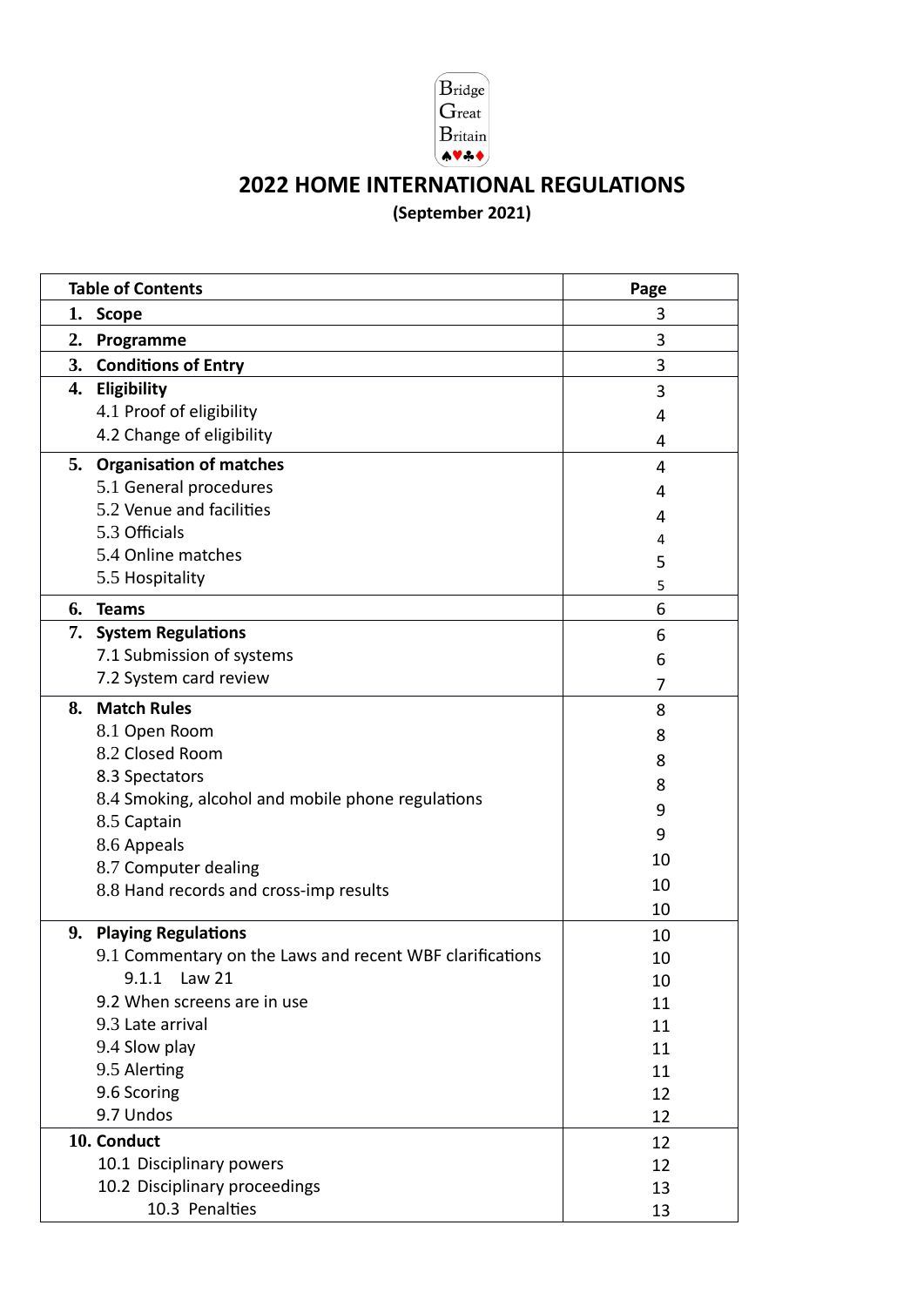Bridge
Great
Britain
♠♥♣♦

# 2022 HOME INTERNATIONAL REGULATIONS

**(September 2021)**

| **Table of Contents** | **Page** |
|---|---|
| **1. Scope** | 3 |
| **2. Programme** | 3 |
| **3. Conditions of Entry** | 3 |
| **4. Eligibility** | 3 |
| 4.1 Proof of eligibility | 4 |
| 4.2 Change of eligibility | 4 |
| **5. Organisation of matches** | 4 |
| 5.1 General procedures | 4 |
| 5.2 Venue and facilities | 4 |
| 5.3 Officials | 4 |
| 5.4 Online matches | 5 |
| 5.5 Hospitality | 5 |
| **6. Teams** | 6 |
| **7. System Regulations** | 6 |
| 7.1 Submission of systems | 6 |
| 7.2 System card review | 7 |
| **8. Match Rules** | 8 |
| 8.1 Open Room | 8 |
| 8.2 Closed Room | 8 |
| 8.3 Spectators | 8 |
| 8.4 Smoking, alcohol and mobile phone regulations | 9 |
| 8.5 Captain | 9 |
| 8.6 Appeals | 10 |
| 8.7 Computer dealing | 10 |
| 8.8 Hand records and cross-imp results | 10 |
| **9. Playing Regulations** | 10 |
| 9.1 Commentary on the Laws and recent WBF clarifications | 10 |
| 9.1.1 Law 21 | 10 |
| 9.2 When screens are in use | 11 |
| 9.3 Late arrival | 11 |
| 9.4 Slow play | 11 |
| 9.5 Alerting | 11 |
| 9.6 Scoring | 12 |
| 9.7 Undos | 12 |
| **10. Conduct** | 12 |
| 10.1 Disciplinary powers | 12 |
| 10.2 Disciplinary proceedings | 13 |
| 10.3 Penalties | 13 |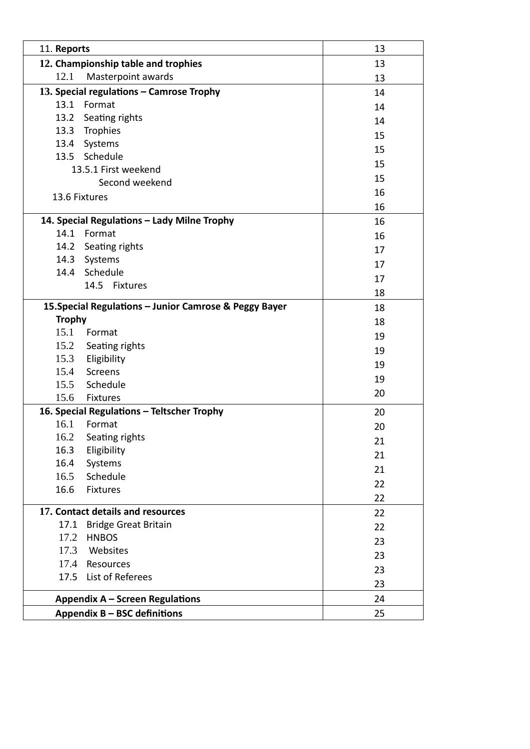| 11. **Reports** | 13 |
|---|---|
| **12. Championship table and trophies** | 13 |
| 12.1 Masterpoint awards | 13 |
| **13. Special regulations – Camrose Trophy** | 14 |
| 13.1 Format | 14 |
| 13.2 Seating rights | 14 |
| 13.3 Trophies | 15 |
| 13.4 Systems | 15 |
| 13.5 Schedule | 15 |
| 13.5.1 First weekend | 15 |
| Second weekend | 16 |
| 13.6 Fixtures | 16 |
| **14. Special Regulations – Lady Milne Trophy** | 16 |
| 14.1 Format | 16 |
| 14.2 Seating rights | 17 |
| 14.3 Systems | 17 |
| 14.4 Schedule | 17 |
| 14.5 Fixtures | 18 |
| **15.Special Regulations – Junior Camrose & Peggy Bayer Trophy** | 18 |
| 15.1 Format | 18 |
| 15.2 Seating rights | 19 |
| 15.3 Eligibility | 19 |
| 15.4 Screens | 19 |
| 15.5 Schedule | 19 |
| 15.6 Fixtures | 20 |
| **16. Special Regulations – Teltscher Trophy** | 20 |
| 16.1 Format | 20 |
| 16.2 Seating rights | 21 |
| 16.3 Eligibility | 21 |
| 16.4 Systems | 21 |
| 16.5 Schedule | 22 |
| 16.6 Fixtures | 22 |
| **17. Contact details and resources** | 22 |
| 17.1 Bridge Great Britain | 22 |
| 17.2 HNBOS | 23 |
| 17.3 Websites | 23 |
| 17.4 Resources | 23 |
| 17.5 List of Referees | 23 |
| **Appendix A – Screen Regulations** | 24 |
| **Appendix B – BSC definitions** | 25 |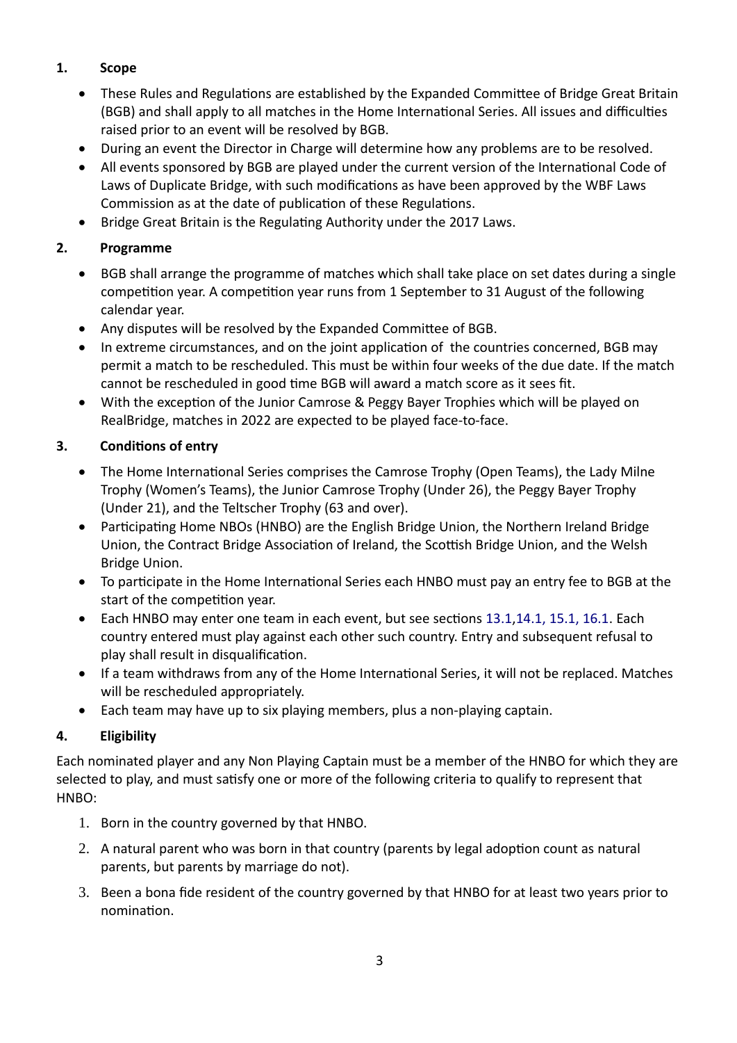## 1. Scope

- These Rules and Regulations are established by the Expanded Committee of Bridge Great Britain (BGB) and shall apply to all matches in the Home International Series. All issues and difficulties raised prior to an event will be resolved by BGB.
- During an event the Director in Charge will determine how any problems are to be resolved.
- All events sponsored by BGB are played under the current version of the International Code of Laws of Duplicate Bridge, with such modifications as have been approved by the WBF Laws Commission as at the date of publication of these Regulations.
- Bridge Great Britain is the Regulating Authority under the 2017 Laws.

## 2. Programme

- BGB shall arrange the programme of matches which shall take place on set dates during a single competition year. A competition year runs from 1 September to 31 August of the following calendar year.
- Any disputes will be resolved by the Expanded Committee of BGB.
- In extreme circumstances, and on the joint application of the countries concerned, BGB may permit a match to be rescheduled. This must be within four weeks of the due date. If the match cannot be rescheduled in good time BGB will award a match score as it sees fit.
- With the exception of the Junior Camrose & Peggy Bayer Trophies which will be played on RealBridge, matches in 2022 are expected to be played face-to-face.

## 3. Conditions of entry

- The Home International Series comprises the Camrose Trophy (Open Teams), the Lady Milne Trophy (Women's Teams), the Junior Camrose Trophy (Under 26), the Peggy Bayer Trophy (Under 21), and the Teltscher Trophy (63 and over).
- Participating Home NBOs (HNBO) are the English Bridge Union, the Northern Ireland Bridge Union, the Contract Bridge Association of Ireland, the Scottish Bridge Union, and the Welsh Bridge Union.
- To participate in the Home International Series each HNBO must pay an entry fee to BGB at the start of the competition year.
- Each HNBO may enter one team in each event, but see sections 13.1,14.1, 15.1, 16.1. Each country entered must play against each other such country. Entry and subsequent refusal to play shall result in disqualification.
- If a team withdraws from any of the Home International Series, it will not be replaced. Matches will be rescheduled appropriately.
- Each team may have up to six playing members, plus a non-playing captain.

## 4. Eligibility

Each nominated player and any Non Playing Captain must be a member of the HNBO for which they are selected to play, and must satisfy one or more of the following criteria to qualify to represent that HNBO:

1. Born in the country governed by that HNBO.
2. A natural parent who was born in that country (parents by legal adoption count as natural parents, but parents by marriage do not).
3. Been a bona fide resident of the country governed by that HNBO for at least two years prior to nomination.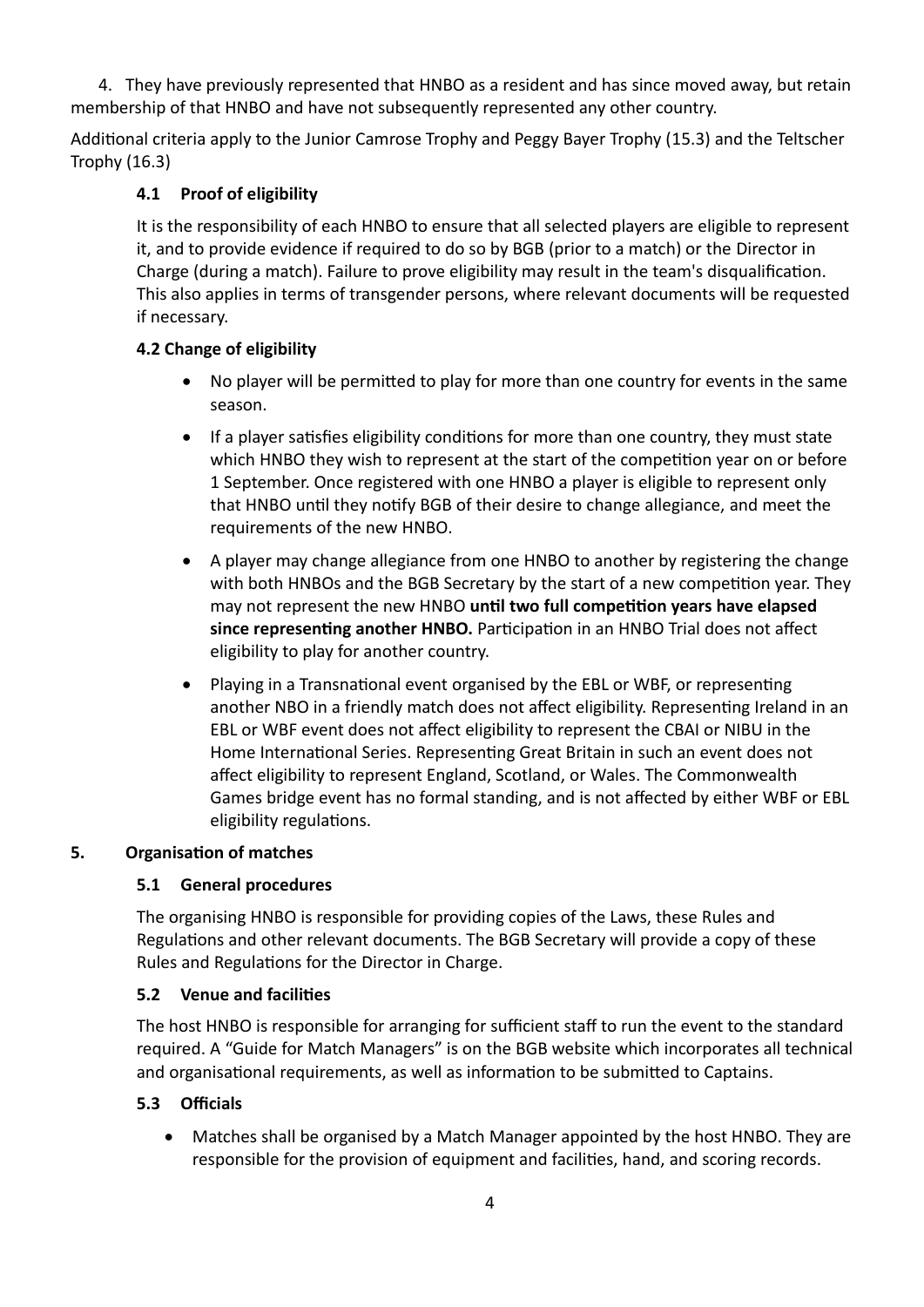4. They have previously represented that HNBO as a resident and has since moved away, but retain membership of that HNBO and have not subsequently represented any other country.

Additional criteria apply to the Junior Camrose Trophy and Peggy Bayer Trophy (15.3) and the Teltscher Trophy (16.3)

### 4.1 Proof of eligibility

It is the responsibility of each HNBO to ensure that all selected players are eligible to represent it, and to provide evidence if required to do so by BGB (prior to a match) or the Director in Charge (during a match). Failure to prove eligibility may result in the team's disqualification. This also applies in terms of transgender persons, where relevant documents will be requested if necessary.

### 4.2 Change of eligibility

- No player will be permitted to play for more than one country for events in the same season.
- If a player satisfies eligibility conditions for more than one country, they must state which HNBO they wish to represent at the start of the competition year on or before 1 September. Once registered with one HNBO a player is eligible to represent only that HNBO until they notify BGB of their desire to change allegiance, and meet the requirements of the new HNBO.
- A player may change allegiance from one HNBO to another by registering the change with both HNBOs and the BGB Secretary by the start of a new competition year. They may not represent the new HNBO **until two full competition years have elapsed since representing another HNBO.** Participation in an HNBO Trial does not affect eligibility to play for another country.
- Playing in a Transnational event organised by the EBL or WBF, or representing another NBO in a friendly match does not affect eligibility. Representing Ireland in an EBL or WBF event does not affect eligibility to represent the CBAI or NIBU in the Home International Series. Representing Great Britain in such an event does not affect eligibility to represent England, Scotland, or Wales. The Commonwealth Games bridge event has no formal standing, and is not affected by either WBF or EBL eligibility regulations.

## 5. Organisation of matches

### 5.1 General procedures

The organising HNBO is responsible for providing copies of the Laws, these Rules and Regulations and other relevant documents. The BGB Secretary will provide a copy of these Rules and Regulations for the Director in Charge.

### 5.2 Venue and facilities

The host HNBO is responsible for arranging for sufficient staff to run the event to the standard required. A "Guide for Match Managers" is on the BGB website which incorporates all technical and organisational requirements, as well as information to be submitted to Captains.

### 5.3 Officials

- Matches shall be organised by a Match Manager appointed by the host HNBO. They are responsible for the provision of equipment and facilities, hand, and scoring records.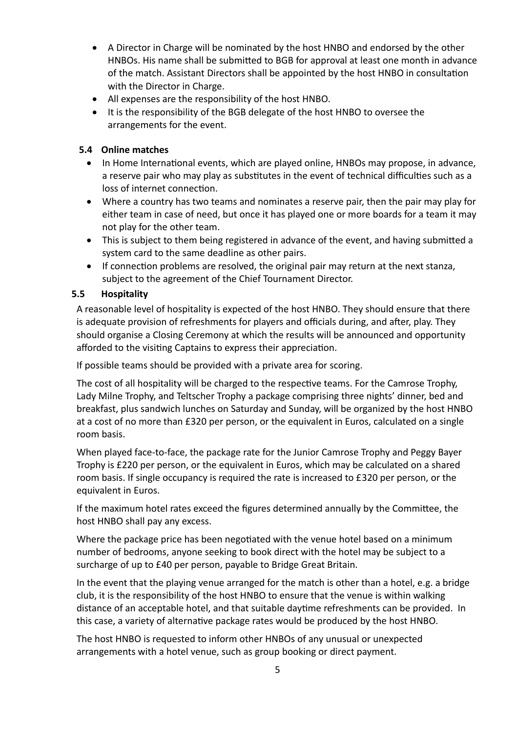- A Director in Charge will be nominated by the host HNBO and endorsed by the other HNBOs. His name shall be submitted to BGB for approval at least one month in advance of the match. Assistant Directors shall be appointed by the host HNBO in consultation with the Director in Charge.
- All expenses are the responsibility of the host HNBO.
- It is the responsibility of the BGB delegate of the host HNBO to oversee the arrangements for the event.

### 5.4 Online matches

- In Home International events, which are played online, HNBOs may propose, in advance, a reserve pair who may play as substitutes in the event of technical difficulties such as a loss of internet connection.
- Where a country has two teams and nominates a reserve pair, then the pair may play for either team in case of need, but once it has played one or more boards for a team it may not play for the other team.
- This is subject to them being registered in advance of the event, and having submitted a system card to the same deadline as other pairs.
- If connection problems are resolved, the original pair may return at the next stanza, subject to the agreement of the Chief Tournament Director.

### 5.5 Hospitality

A reasonable level of hospitality is expected of the host HNBO. They should ensure that there is adequate provision of refreshments for players and officials during, and after, play. They should organise a Closing Ceremony at which the results will be announced and opportunity afforded to the visiting Captains to express their appreciation.

If possible teams should be provided with a private area for scoring.

The cost of all hospitality will be charged to the respective teams. For the Camrose Trophy, Lady Milne Trophy, and Teltscher Trophy a package comprising three nights' dinner, bed and breakfast, plus sandwich lunches on Saturday and Sunday, will be organized by the host HNBO at a cost of no more than £320 per person, or the equivalent in Euros, calculated on a single room basis.

When played face-to-face, the package rate for the Junior Camrose Trophy and Peggy Bayer Trophy is £220 per person, or the equivalent in Euros, which may be calculated on a shared room basis. If single occupancy is required the rate is increased to £320 per person, or the equivalent in Euros.

If the maximum hotel rates exceed the figures determined annually by the Committee, the host HNBO shall pay any excess.

Where the package price has been negotiated with the venue hotel based on a minimum number of bedrooms, anyone seeking to book direct with the hotel may be subject to a surcharge of up to £40 per person, payable to Bridge Great Britain.

In the event that the playing venue arranged for the match is other than a hotel, e.g. a bridge club, it is the responsibility of the host HNBO to ensure that the venue is within walking distance of an acceptable hotel, and that suitable daytime refreshments can be provided. In this case, a variety of alternative package rates would be produced by the host HNBO.

The host HNBO is requested to inform other HNBOs of any unusual or unexpected arrangements with a hotel venue, such as group booking or direct payment.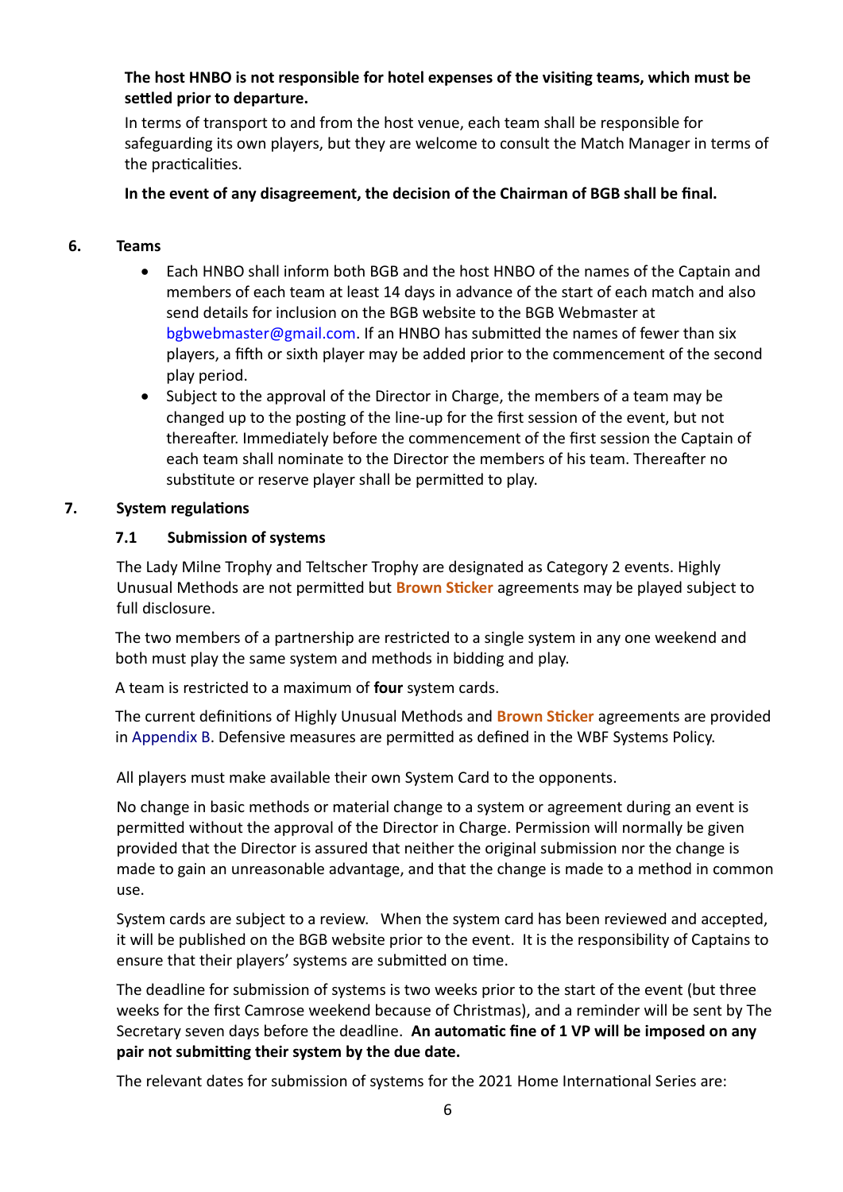**The host HNBO is not responsible for hotel expenses of the visiting teams, which must be settled prior to departure.**

In terms of transport to and from the host venue, each team shall be responsible for safeguarding its own players, but they are welcome to consult the Match Manager in terms of the practicalities.

**In the event of any disagreement, the decision of the Chairman of BGB shall be final.**

## 6. Teams

- Each HNBO shall inform both BGB and the host HNBO of the names of the Captain and members of each team at least 14 days in advance of the start of each match and also send details for inclusion on the BGB website to the BGB Webmaster at bgbwebmaster@gmail.com. If an HNBO has submitted the names of fewer than six players, a fifth or sixth player may be added prior to the commencement of the second play period.
- Subject to the approval of the Director in Charge, the members of a team may be changed up to the posting of the line-up for the first session of the event, but not thereafter. Immediately before the commencement of the first session the Captain of each team shall nominate to the Director the members of his team. Thereafter no substitute or reserve player shall be permitted to play.

## 7. System regulations

### 7.1 Submission of systems

The Lady Milne Trophy and Teltscher Trophy are designated as Category 2 events. Highly Unusual Methods are not permitted but **Brown Sticker** agreements may be played subject to full disclosure.

The two members of a partnership are restricted to a single system in any one weekend and both must play the same system and methods in bidding and play.

A team is restricted to a maximum of **four** system cards.

The current definitions of Highly Unusual Methods and **Brown Sticker** agreements are provided in Appendix B. Defensive measures are permitted as defined in the WBF Systems Policy.

All players must make available their own System Card to the opponents.

No change in basic methods or material change to a system or agreement during an event is permitted without the approval of the Director in Charge. Permission will normally be given provided that the Director is assured that neither the original submission nor the change is made to gain an unreasonable advantage, and that the change is made to a method in common use.

System cards are subject to a review. When the system card has been reviewed and accepted, it will be published on the BGB website prior to the event. It is the responsibility of Captains to ensure that their players' systems are submitted on time.

The deadline for submission of systems is two weeks prior to the start of the event (but three weeks for the first Camrose weekend because of Christmas), and a reminder will be sent by The Secretary seven days before the deadline. **An automatic fine of 1 VP will be imposed on any pair not submitting their system by the due date.**

The relevant dates for submission of systems for the 2021 Home International Series are: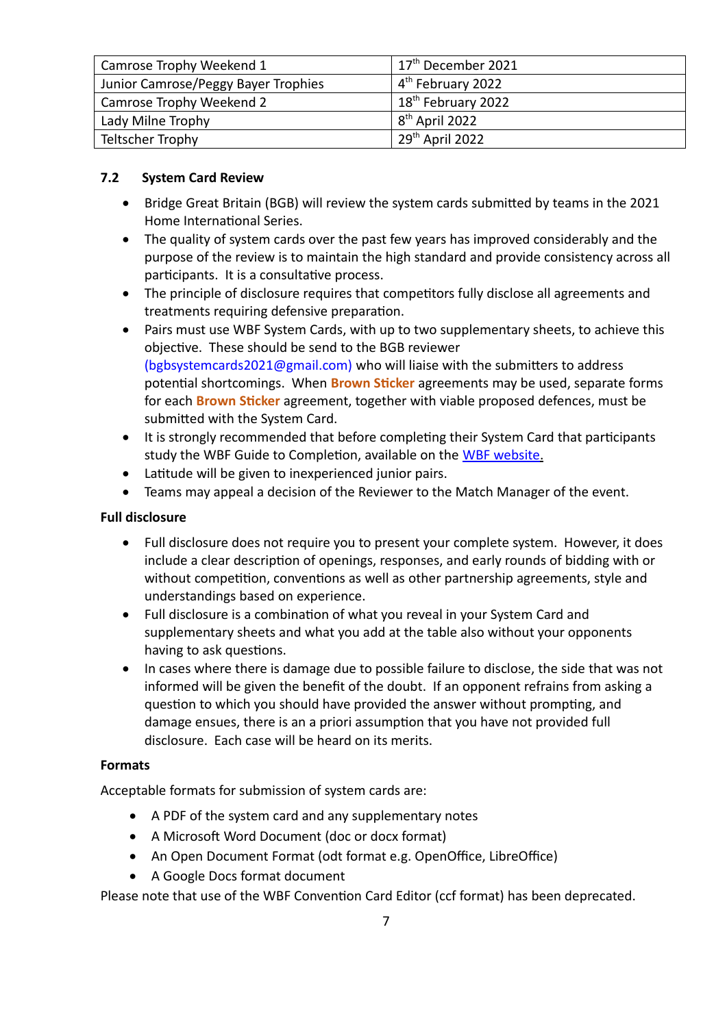| Camrose Trophy Weekend 1 | 17th December 2021 |
|---|---|
| Junior Camrose/Peggy Bayer Trophies | 4th February 2022 |
| Camrose Trophy Weekend 2 | 18th February 2022 |
| Lady Milne Trophy | 8th April 2022 |
| Teltscher Trophy | 29th April 2022 |

### 7.2 System Card Review

- Bridge Great Britain (BGB) will review the system cards submitted by teams in the 2021 Home International Series.
- The quality of system cards over the past few years has improved considerably and the purpose of the review is to maintain the high standard and provide consistency across all participants. It is a consultative process.
- The principle of disclosure requires that competitors fully disclose all agreements and treatments requiring defensive preparation.
- Pairs must use WBF System Cards, with up to two supplementary sheets, to achieve this objective. These should be send to the BGB reviewer (bgbsystemcards2021@gmail.com) who will liaise with the submitters to address potential shortcomings. When **Brown Sticker** agreements may be used, separate forms for each **Brown Sticker** agreement, together with viable proposed defences, must be submitted with the System Card.
- It is strongly recommended that before completing their System Card that participants study the WBF Guide to Completion, available on the WBF website.
- Latitude will be given to inexperienced junior pairs.
- Teams may appeal a decision of the Reviewer to the Match Manager of the event.

**Full disclosure**

- Full disclosure does not require you to present your complete system. However, it does include a clear description of openings, responses, and early rounds of bidding with or without competition, conventions as well as other partnership agreements, style and understandings based on experience.
- Full disclosure is a combination of what you reveal in your System Card and supplementary sheets and what you add at the table also without your opponents having to ask questions.
- In cases where there is damage due to possible failure to disclose, the side that was not informed will be given the benefit of the doubt. If an opponent refrains from asking a question to which you should have provided the answer without prompting, and damage ensues, there is an a priori assumption that you have not provided full disclosure. Each case will be heard on its merits.

**Formats**

Acceptable formats for submission of system cards are:

- A PDF of the system card and any supplementary notes
- A Microsoft Word Document (doc or docx format)
- An Open Document Format (odt format e.g. OpenOffice, LibreOffice)
- A Google Docs format document

Please note that use of the WBF Convention Card Editor (ccf format) has been deprecated.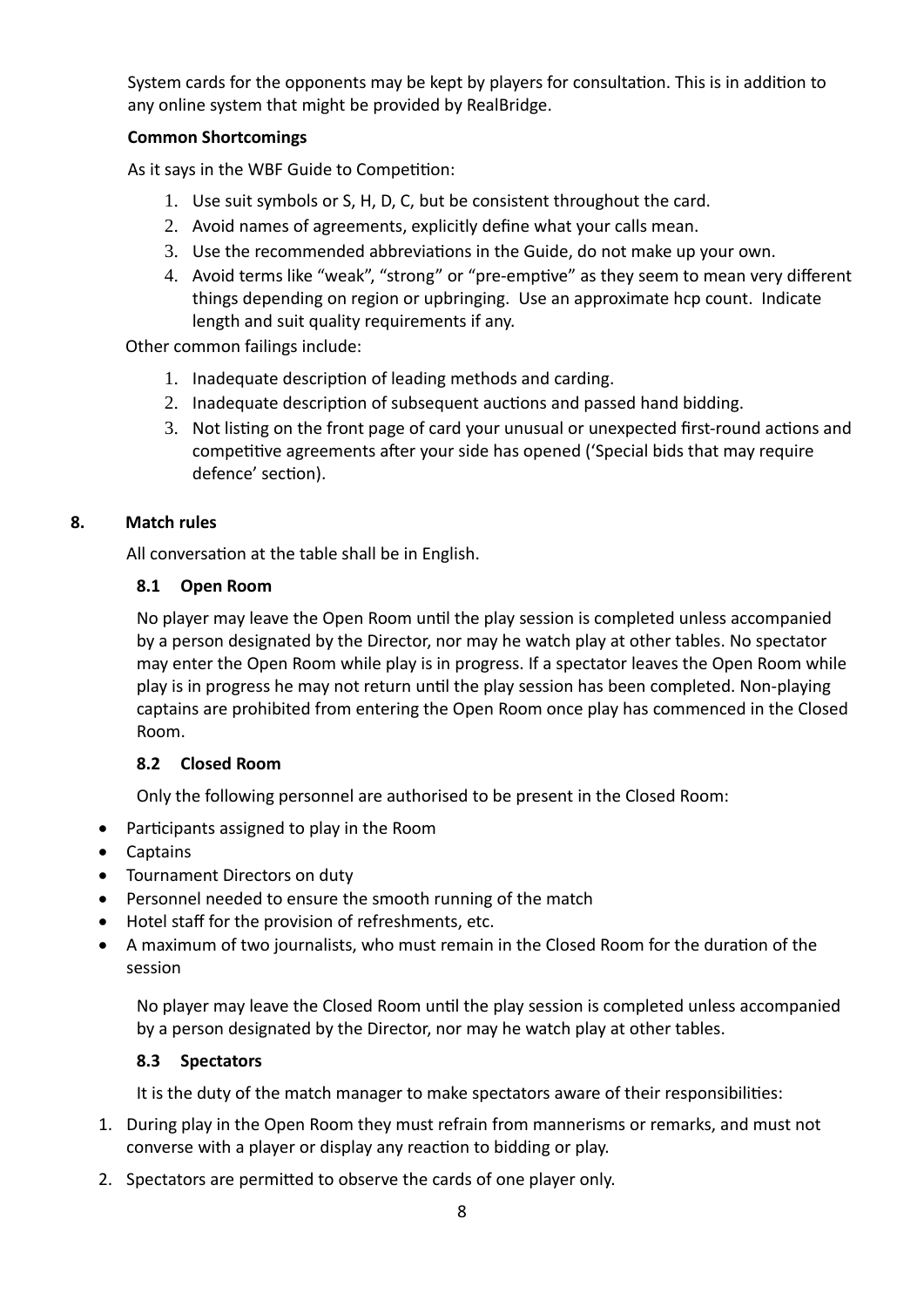System cards for the opponents may be kept by players for consultation. This is in addition to any online system that might be provided by RealBridge.

**Common Shortcomings**

As it says in the WBF Guide to Competition:

1. Use suit symbols or S, H, D, C, but be consistent throughout the card.
2. Avoid names of agreements, explicitly define what your calls mean.
3. Use the recommended abbreviations in the Guide, do not make up your own.
4. Avoid terms like "weak", "strong" or "pre-emptive" as they seem to mean very different things depending on region or upbringing. Use an approximate hcp count. Indicate length and suit quality requirements if any.

Other common failings include:

1. Inadequate description of leading methods and carding.
2. Inadequate description of subsequent auctions and passed hand bidding.
3. Not listing on the front page of card your unusual or unexpected first-round actions and competitive agreements after your side has opened ('Special bids that may require defence' section).

## 8. Match rules

All conversation at the table shall be in English.

### 8.1 Open Room

No player may leave the Open Room until the play session is completed unless accompanied by a person designated by the Director, nor may he watch play at other tables. No spectator may enter the Open Room while play is in progress. If a spectator leaves the Open Room while play is in progress he may not return until the play session has been completed. Non-playing captains are prohibited from entering the Open Room once play has commenced in the Closed Room.

### 8.2 Closed Room

Only the following personnel are authorised to be present in the Closed Room:

- Participants assigned to play in the Room
- Captains
- Tournament Directors on duty
- Personnel needed to ensure the smooth running of the match
- Hotel staff for the provision of refreshments, etc.
- A maximum of two journalists, who must remain in the Closed Room for the duration of the session

No player may leave the Closed Room until the play session is completed unless accompanied by a person designated by the Director, nor may he watch play at other tables.

### 8.3 Spectators

It is the duty of the match manager to make spectators aware of their responsibilities:

1. During play in the Open Room they must refrain from mannerisms or remarks, and must not converse with a player or display any reaction to bidding or play.
2. Spectators are permitted to observe the cards of one player only.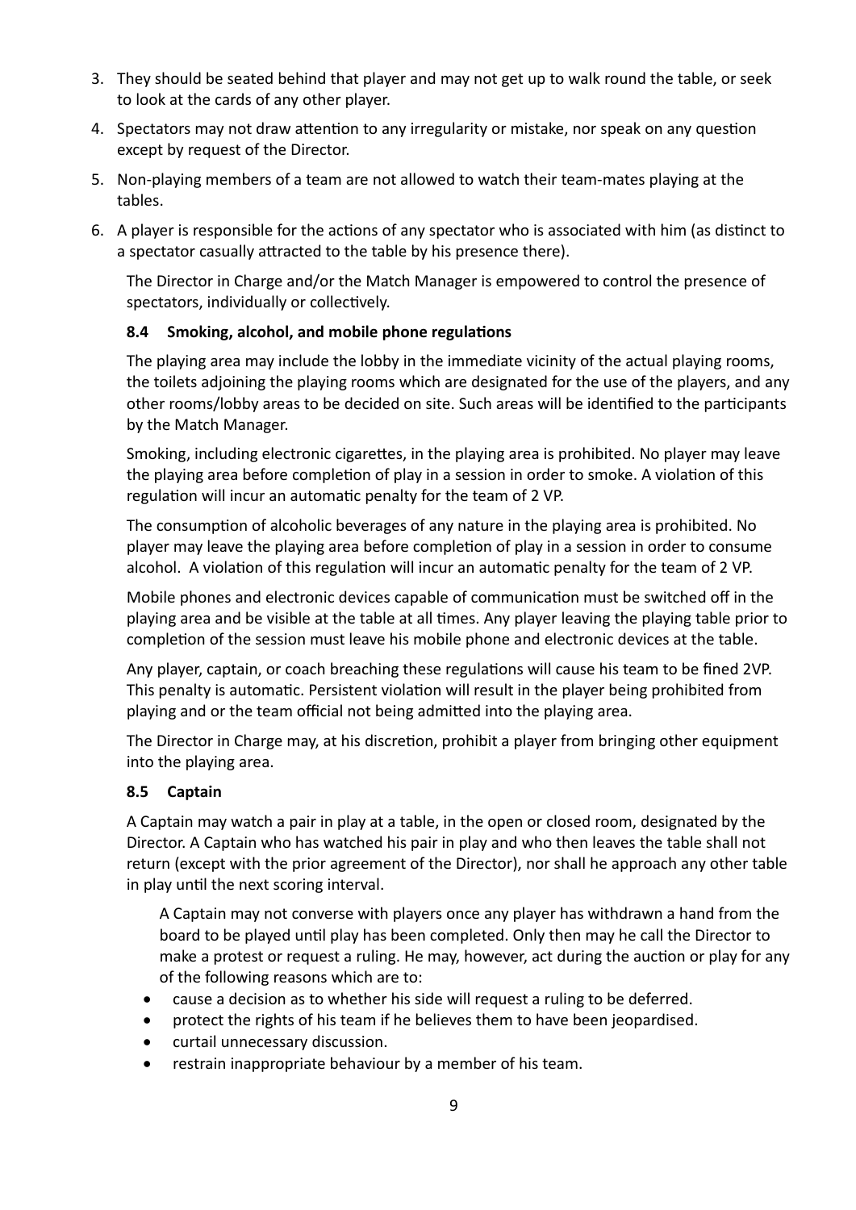3. They should be seated behind that player and may not get up to walk round the table, or seek to look at the cards of any other player.
4. Spectators may not draw attention to any irregularity or mistake, nor speak on any question except by request of the Director.
5. Non-playing members of a team are not allowed to watch their team-mates playing at the tables.
6. A player is responsible for the actions of any spectator who is associated with him (as distinct to a spectator casually attracted to the table by his presence there).

The Director in Charge and/or the Match Manager is empowered to control the presence of spectators, individually or collectively.

### 8.4 Smoking, alcohol, and mobile phone regulations

The playing area may include the lobby in the immediate vicinity of the actual playing rooms, the toilets adjoining the playing rooms which are designated for the use of the players, and any other rooms/lobby areas to be decided on site. Such areas will be identified to the participants by the Match Manager.

Smoking, including electronic cigarettes, in the playing area is prohibited. No player may leave the playing area before completion of play in a session in order to smoke. A violation of this regulation will incur an automatic penalty for the team of 2 VP.

The consumption of alcoholic beverages of any nature in the playing area is prohibited. No player may leave the playing area before completion of play in a session in order to consume alcohol. A violation of this regulation will incur an automatic penalty for the team of 2 VP.

Mobile phones and electronic devices capable of communication must be switched off in the playing area and be visible at the table at all times. Any player leaving the playing table prior to completion of the session must leave his mobile phone and electronic devices at the table.

Any player, captain, or coach breaching these regulations will cause his team to be fined 2VP. This penalty is automatic. Persistent violation will result in the player being prohibited from playing and or the team official not being admitted into the playing area.

The Director in Charge may, at his discretion, prohibit a player from bringing other equipment into the playing area.

### 8.5 Captain

A Captain may watch a pair in play at a table, in the open or closed room, designated by the Director. A Captain who has watched his pair in play and who then leaves the table shall not return (except with the prior agreement of the Director), nor shall he approach any other table in play until the next scoring interval.

A Captain may not converse with players once any player has withdrawn a hand from the board to be played until play has been completed. Only then may he call the Director to make a protest or request a ruling. He may, however, act during the auction or play for any of the following reasons which are to:

- cause a decision as to whether his side will request a ruling to be deferred.
- protect the rights of his team if he believes them to have been jeopardised.
- curtail unnecessary discussion.
- restrain inappropriate behaviour by a member of his team.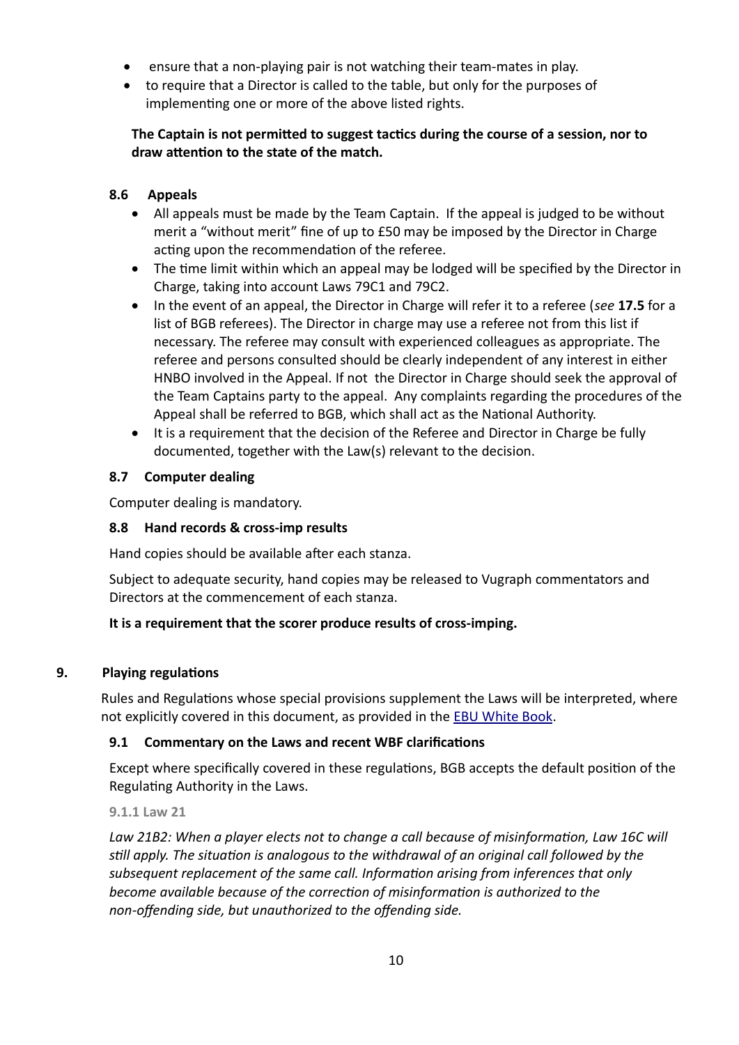- ensure that a non-playing pair is not watching their team-mates in play.
- to require that a Director is called to the table, but only for the purposes of implementing one or more of the above listed rights.

**The Captain is not permitted to suggest tactics during the course of a session, nor to draw attention to the state of the match.**

### 8.6 Appeals

- All appeals must be made by the Team Captain. If the appeal is judged to be without merit a "without merit" fine of up to £50 may be imposed by the Director in Charge acting upon the recommendation of the referee.
- The time limit within which an appeal may be lodged will be specified by the Director in Charge, taking into account Laws 79C1 and 79C2.
- In the event of an appeal, the Director in Charge will refer it to a referee (*see* **17.5** for a list of BGB referees). The Director in charge may use a referee not from this list if necessary. The referee may consult with experienced colleagues as appropriate. The referee and persons consulted should be clearly independent of any interest in either HNBO involved in the Appeal. If not the Director in Charge should seek the approval of the Team Captains party to the appeal. Any complaints regarding the procedures of the Appeal shall be referred to BGB, which shall act as the National Authority.
- It is a requirement that the decision of the Referee and Director in Charge be fully documented, together with the Law(s) relevant to the decision.

### 8.7 Computer dealing

Computer dealing is mandatory.

### 8.8 Hand records & cross-imp results

Hand copies should be available after each stanza.

Subject to adequate security, hand copies may be released to Vugraph commentators and Directors at the commencement of each stanza.

**It is a requirement that the scorer produce results of cross-imping.**

## 9. Playing regulations

Rules and Regulations whose special provisions supplement the Laws will be interpreted, where not explicitly covered in this document, as provided in the EBU White Book.

### 9.1 Commentary on the Laws and recent WBF clarifications

Except where specifically covered in these regulations, BGB accepts the default position of the Regulating Authority in the Laws.

#### 9.1.1 Law 21

*Law 21B2: When a player elects not to change a call because of misinformation, Law 16C will still apply. The situation is analogous to the withdrawal of an original call followed by the subsequent replacement of the same call. Information arising from inferences that only become available because of the correction of misinformation is authorized to the non-offending side, but unauthorized to the offending side.*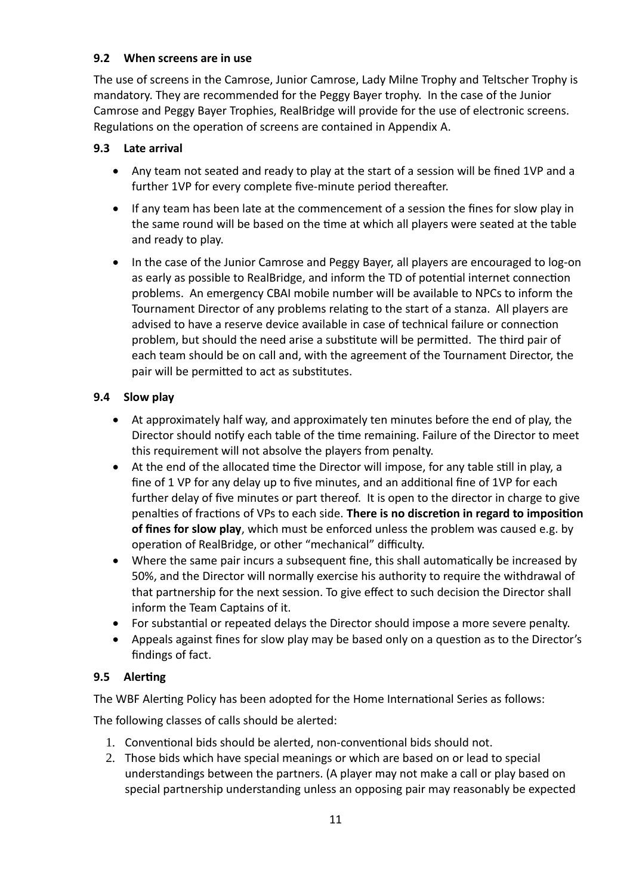### 9.2 When screens are in use

The use of screens in the Camrose, Junior Camrose, Lady Milne Trophy and Teltscher Trophy is mandatory. They are recommended for the Peggy Bayer trophy. In the case of the Junior Camrose and Peggy Bayer Trophies, RealBridge will provide for the use of electronic screens. Regulations on the operation of screens are contained in Appendix A.

### 9.3 Late arrival

- Any team not seated and ready to play at the start of a session will be fined 1VP and a further 1VP for every complete five-minute period thereafter.
- If any team has been late at the commencement of a session the fines for slow play in the same round will be based on the time at which all players were seated at the table and ready to play.
- In the case of the Junior Camrose and Peggy Bayer, all players are encouraged to log-on as early as possible to RealBridge, and inform the TD of potential internet connection problems. An emergency CBAI mobile number will be available to NPCs to inform the Tournament Director of any problems relating to the start of a stanza. All players are advised to have a reserve device available in case of technical failure or connection problem, but should the need arise a substitute will be permitted. The third pair of each team should be on call and, with the agreement of the Tournament Director, the pair will be permitted to act as substitutes.

### 9.4 Slow play

- At approximately half way, and approximately ten minutes before the end of play, the Director should notify each table of the time remaining. Failure of the Director to meet this requirement will not absolve the players from penalty.
- At the end of the allocated time the Director will impose, for any table still in play, a fine of 1 VP for any delay up to five minutes, and an additional fine of 1VP for each further delay of five minutes or part thereof. It is open to the director in charge to give penalties of fractions of VPs to each side. **There is no discretion in regard to imposition of fines for slow play**, which must be enforced unless the problem was caused e.g. by operation of RealBridge, or other "mechanical" difficulty.
- Where the same pair incurs a subsequent fine, this shall automatically be increased by 50%, and the Director will normally exercise his authority to require the withdrawal of that partnership for the next session. To give effect to such decision the Director shall inform the Team Captains of it.
- For substantial or repeated delays the Director should impose a more severe penalty.
- Appeals against fines for slow play may be based only on a question as to the Director's findings of fact.

### 9.5 Alerting

The WBF Alerting Policy has been adopted for the Home International Series as follows:

The following classes of calls should be alerted:

1. Conventional bids should be alerted, non-conventional bids should not.
2. Those bids which have special meanings or which are based on or lead to special understandings between the partners. (A player may not make a call or play based on special partnership understanding unless an opposing pair may reasonably be expected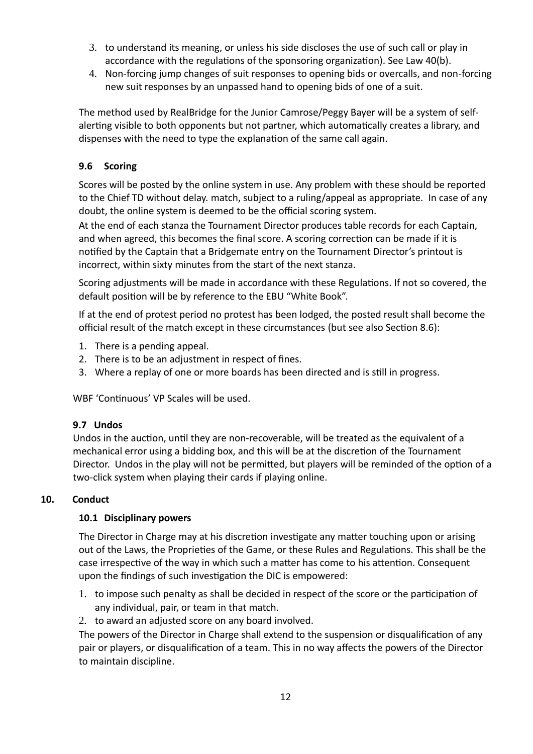3. to understand its meaning, or unless his side discloses the use of such call or play in accordance with the regulations of the sponsoring organization). See Law 40(b).
4. Non-forcing jump changes of suit responses to opening bids or overcalls, and non-forcing new suit responses by an unpassed hand to opening bids of one of a suit.

The method used by RealBridge for the Junior Camrose/Peggy Bayer will be a system of self-alerting visible to both opponents but not partner, which automatically creates a library, and dispenses with the need to type the explanation of the same call again.

### 9.6 Scoring

Scores will be posted by the online system in use. Any problem with these should be reported to the Chief TD without delay. match, subject to a ruling/appeal as appropriate. In case of any doubt, the online system is deemed to be the official scoring system.

At the end of each stanza the Tournament Director produces table records for each Captain, and when agreed, this becomes the final score. A scoring correction can be made if it is notified by the Captain that a Bridgemate entry on the Tournament Director's printout is incorrect, within sixty minutes from the start of the next stanza.

Scoring adjustments will be made in accordance with these Regulations. If not so covered, the default position will be by reference to the EBU "White Book".

If at the end of protest period no protest has been lodged, the posted result shall become the official result of the match except in these circumstances (but see also Section 8.6):

1. There is a pending appeal.
2. There is to be an adjustment in respect of fines.
3. Where a replay of one or more boards has been directed and is still in progress.

WBF 'Continuous' VP Scales will be used.

### 9.7 Undos

Undos in the auction, until they are non-recoverable, will be treated as the equivalent of a mechanical error using a bidding box, and this will be at the discretion of the Tournament Director. Undos in the play will not be permitted, but players will be reminded of the option of a two-click system when playing their cards if playing online.

## 10. Conduct

### 10.1 Disciplinary powers

The Director in Charge may at his discretion investigate any matter touching upon or arising out of the Laws, the Proprieties of the Game, or these Rules and Regulations. This shall be the case irrespective of the way in which such a matter has come to his attention. Consequent upon the findings of such investigation the DIC is empowered:

1. to impose such penalty as shall be decided in respect of the score or the participation of any individual, pair, or team in that match.
2. to award an adjusted score on any board involved.

The powers of the Director in Charge shall extend to the suspension or disqualification of any pair or players, or disqualification of a team. This in no way affects the powers of the Director to maintain discipline.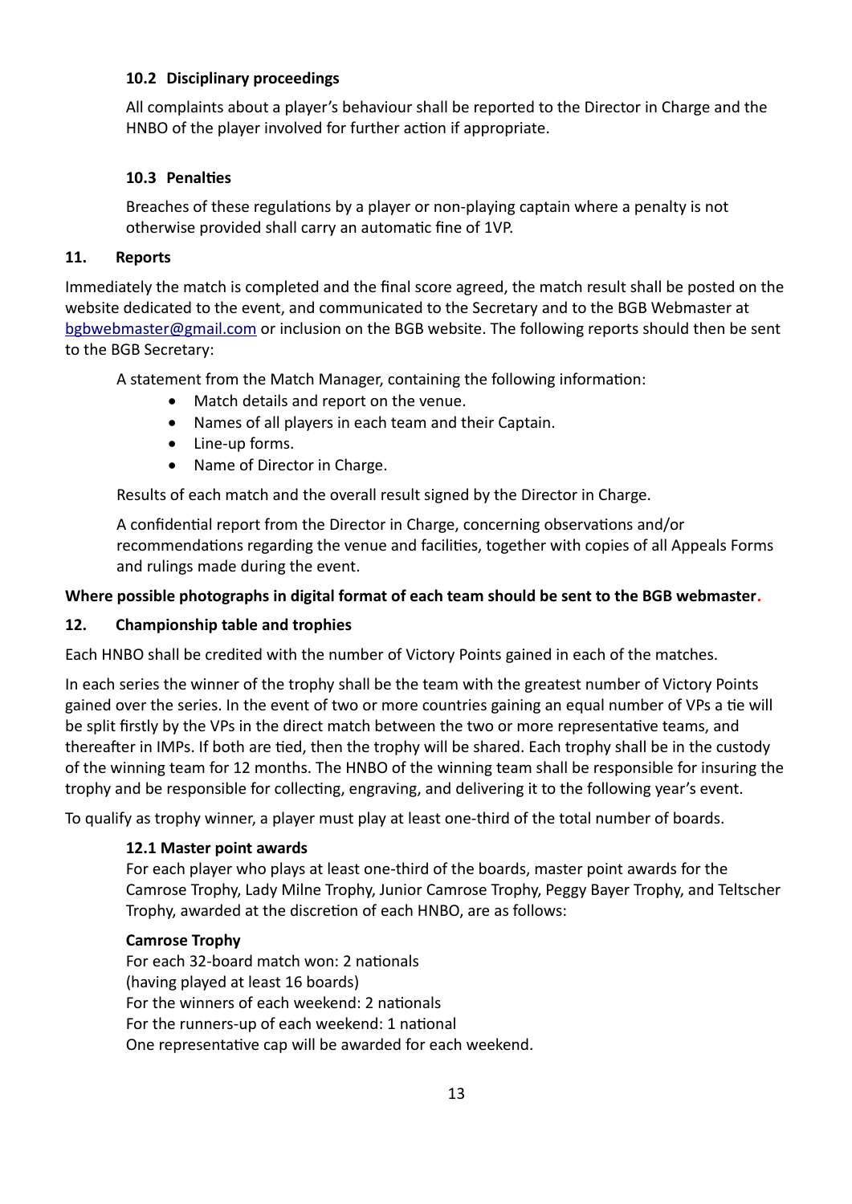### 10.2 Disciplinary proceedings

All complaints about a player's behaviour shall be reported to the Director in Charge and the HNBO of the player involved for further action if appropriate.

### 10.3 Penalties

Breaches of these regulations by a player or non-playing captain where a penalty is not otherwise provided shall carry an automatic fine of 1VP.

## 11. Reports

Immediately the match is completed and the final score agreed, the match result shall be posted on the website dedicated to the event, and communicated to the Secretary and to the BGB Webmaster at bgbwebmaster@gmail.com or inclusion on the BGB website. The following reports should then be sent to the BGB Secretary:

A statement from the Match Manager, containing the following information:

- Match details and report on the venue.
- Names of all players in each team and their Captain.
- Line-up forms.
- Name of Director in Charge.

Results of each match and the overall result signed by the Director in Charge.

A confidential report from the Director in Charge, concerning observations and/or recommendations regarding the venue and facilities, together with copies of all Appeals Forms and rulings made during the event.

**Where possible photographs in digital format of each team should be sent to the BGB webmaster.**

## 12. Championship table and trophies

Each HNBO shall be credited with the number of Victory Points gained in each of the matches.

In each series the winner of the trophy shall be the team with the greatest number of Victory Points gained over the series. In the event of two or more countries gaining an equal number of VPs a tie will be split firstly by the VPs in the direct match between the two or more representative teams, and thereafter in IMPs. If both are tied, then the trophy will be shared. Each trophy shall be in the custody of the winning team for 12 months. The HNBO of the winning team shall be responsible for insuring the trophy and be responsible for collecting, engraving, and delivering it to the following year's event.

To qualify as trophy winner, a player must play at least one-third of the total number of boards.

### 12.1 Master point awards

For each player who plays at least one-third of the boards, master point awards for the Camrose Trophy, Lady Milne Trophy, Junior Camrose Trophy, Peggy Bayer Trophy, and Teltscher Trophy, awarded at the discretion of each HNBO, are as follows:

**Camrose Trophy**

For each 32-board match won: 2 nationals
(having played at least 16 boards)
For the winners of each weekend: 2 nationals
For the runners-up of each weekend: 1 national
One representative cap will be awarded for each weekend.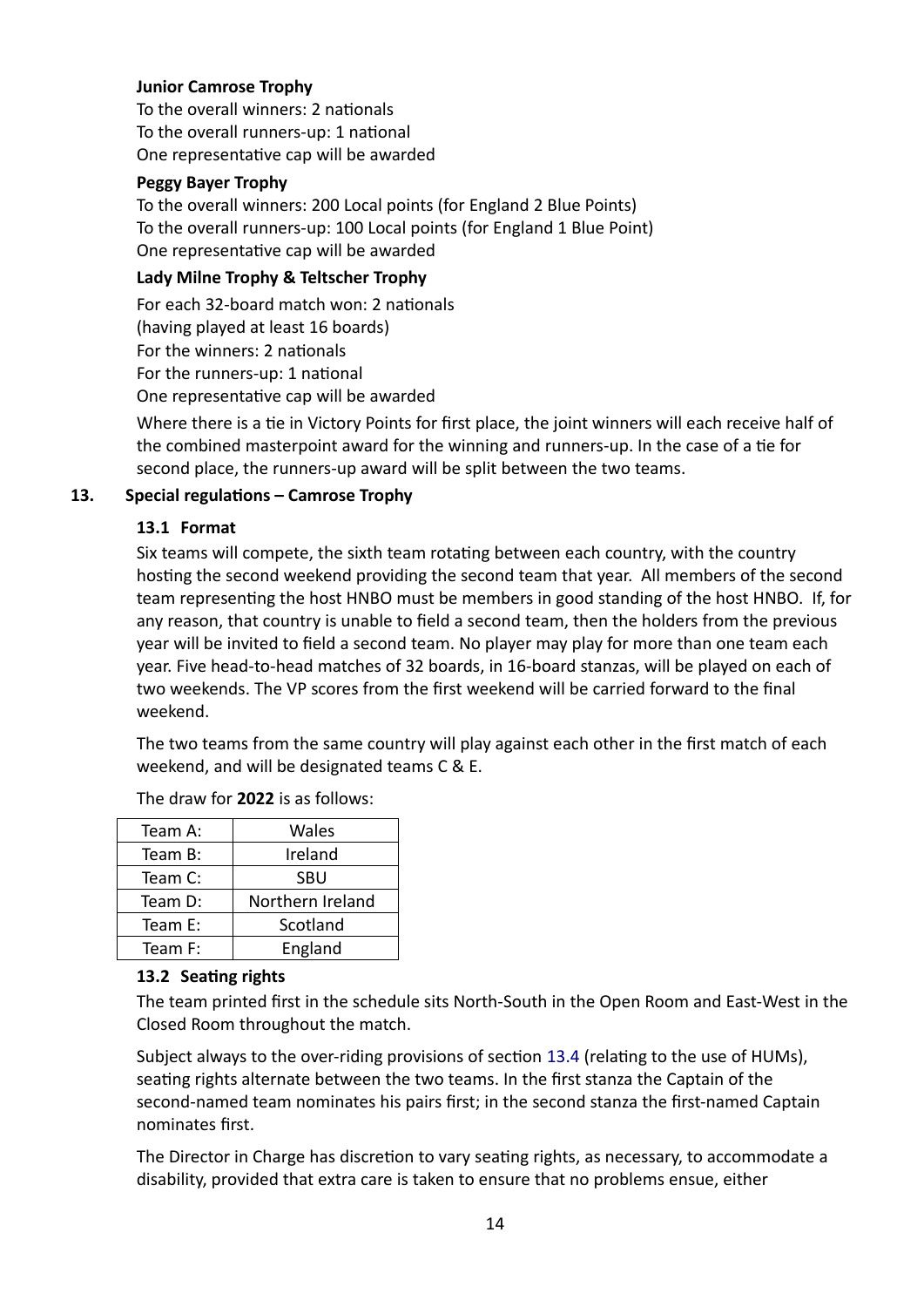**Junior Camrose Trophy**

To the overall winners: 2 nationals
To the overall runners-up: 1 national
One representative cap will be awarded

**Peggy Bayer Trophy**

To the overall winners: 200 Local points (for England 2 Blue Points)
To the overall runners-up: 100 Local points (for England 1 Blue Point)
One representative cap will be awarded

**Lady Milne Trophy & Teltscher Trophy**

For each 32-board match won: 2 nationals
(having played at least 16 boards)
For the winners: 2 nationals
For the runners-up: 1 national
One representative cap will be awarded

Where there is a tie in Victory Points for first place, the joint winners will each receive half of the combined masterpoint award for the winning and runners-up. In the case of a tie for second place, the runners-up award will be split between the two teams.

## 13. Special regulations – Camrose Trophy

### 13.1 Format

Six teams will compete, the sixth team rotating between each country, with the country hosting the second weekend providing the second team that year. All members of the second team representing the host HNBO must be members in good standing of the host HNBO. If, for any reason, that country is unable to field a second team, then the holders from the previous year will be invited to field a second team. No player may play for more than one team each year. Five head-to-head matches of 32 boards, in 16-board stanzas, will be played on each of two weekends. The VP scores from the first weekend will be carried forward to the final weekend.

The two teams from the same country will play against each other in the first match of each weekend, and will be designated teams C & E.

The draw for **2022** is as follows:

| Team A: | Wales |
|---|---|
| Team B: | Ireland |
| Team C: | SBU |
| Team D: | Northern Ireland |
| Team E: | Scotland |
| Team F: | England |

### 13.2 Seating rights

The team printed first in the schedule sits North-South in the Open Room and East-West in the Closed Room throughout the match.

Subject always to the over-riding provisions of section 13.4 (relating to the use of HUMs), seating rights alternate between the two teams. In the first stanza the Captain of the second-named team nominates his pairs first; in the second stanza the first-named Captain nominates first.

The Director in Charge has discretion to vary seating rights, as necessary, to accommodate a disability, provided that extra care is taken to ensure that no problems ensue, either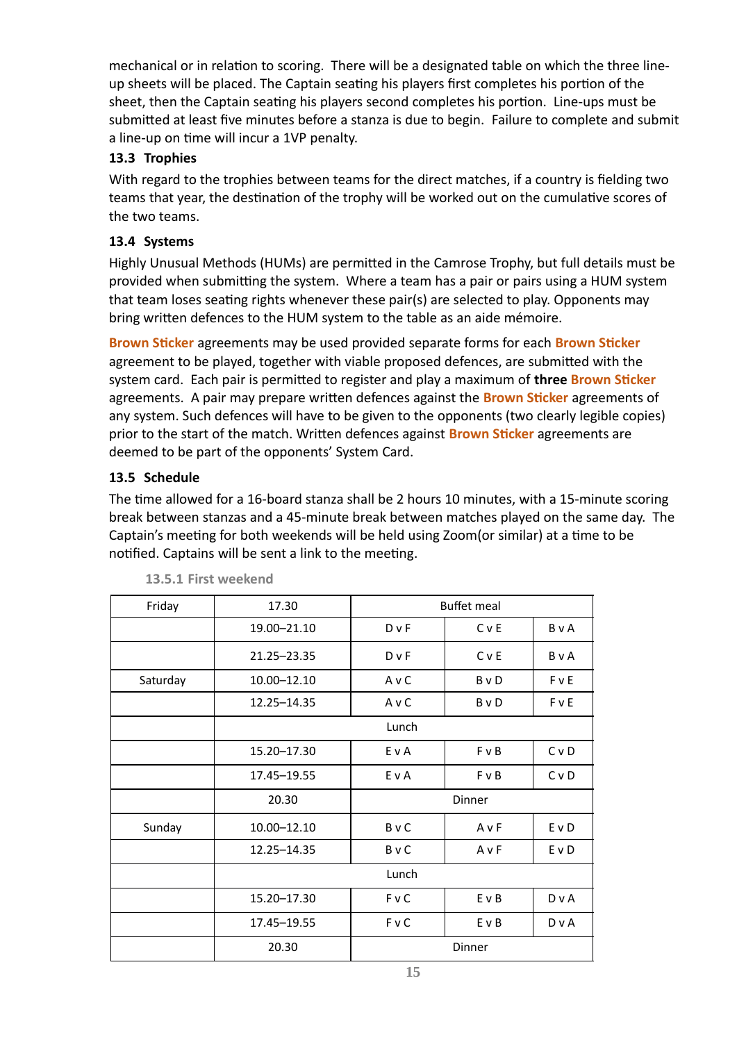mechanical or in relation to scoring. There will be a designated table on which the three line-up sheets will be placed. The Captain seating his players first completes his portion of the sheet, then the Captain seating his players second completes his portion. Line-ups must be submitted at least five minutes before a stanza is due to begin. Failure to complete and submit a line-up on time will incur a 1VP penalty.

### 13.3 Trophies

With regard to the trophies between teams for the direct matches, if a country is fielding two teams that year, the destination of the trophy will be worked out on the cumulative scores of the two teams.

### 13.4 Systems

Highly Unusual Methods (HUMs) are permitted in the Camrose Trophy, but full details must be provided when submitting the system. Where a team has a pair or pairs using a HUM system that team loses seating rights whenever these pair(s) are selected to play. Opponents may bring written defences to the HUM system to the table as an aide mémoire.

**Brown Sticker** agreements may be used provided separate forms for each **Brown Sticker** agreement to be played, together with viable proposed defences, are submitted with the system card. Each pair is permitted to register and play a maximum of **three** **Brown Sticker** agreements. A pair may prepare written defences against the **Brown Sticker** agreements of any system. Such defences will have to be given to the opponents (two clearly legible copies) prior to the start of the match. Written defences against **Brown Sticker** agreements are deemed to be part of the opponents' System Card.

### 13.5 Schedule

The time allowed for a 16-board stanza shall be 2 hours 10 minutes, with a 15-minute scoring break between stanzas and a 45-minute break between matches played on the same day. The Captain's meeting for both weekends will be held using Zoom(or similar) at a time to be notified. Captains will be sent a link to the meeting.

#### 13.5.1 First weekend

| Friday | 17.30 | Buffet meal | | |
|---|---|---|---|---|
| | 19.00–21.10 | D v F | C v E | B v A |
| | 21.25–23.35 | D v F | C v E | B v A |
| Saturday | 10.00–12.10 | A v C | B v D | F v E |
| | 12.25–14.35 | A v C | B v D | F v E |
| | Lunch | | | |
| | 15.20–17.30 | E v A | F v B | C v D |
| | 17.45–19.55 | E v A | F v B | C v D |
| | 20.30 | Dinner | | |
| Sunday | 10.00–12.10 | B v C | A v F | E v D |
| | 12.25–14.35 | B v C | A v F | E v D |
| | Lunch | | | |
| | 15.20–17.30 | F v C | E v B | D v A |
| | 17.45–19.55 | F v C | E v B | D v A |
| | 20.30 | Dinner | | |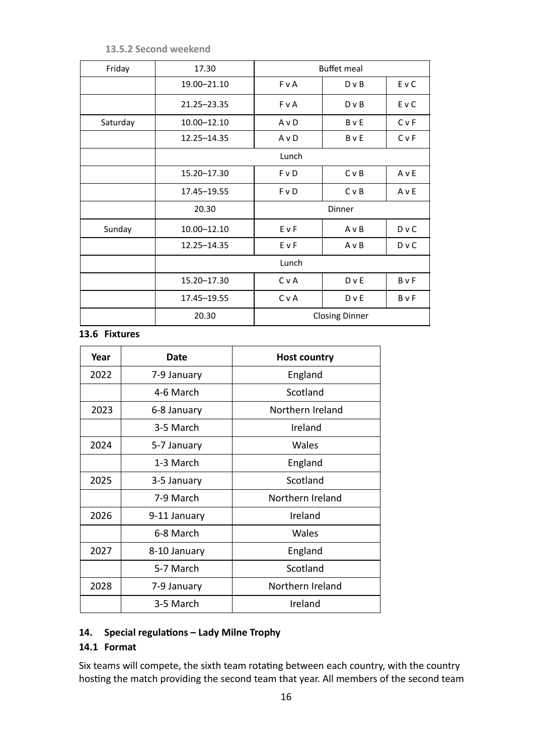### 13.5.2 Second weekend

| Friday | 17.30 | Buffet meal | | |
|---|---|---|---|---|
| | 19.00–21.10 | F v A | D v B | E v C |
| | 21.25–23.35 | F v A | D v B | E v C |
| Saturday | 10.00–12.10 | A v D | B v E | C v F |
| | 12.25–14.35 | A v D | B v E | C v F |
| | Lunch | | | |
| | 15.20–17.30 | F v D | C v B | A v E |
| | 17.45–19.55 | F v D | C v B | A v E |
| | 20.30 | Dinner | | |
| Sunday | 10.00–12.10 | E v F | A v B | D v C |
| | 12.25–14.35 | E v F | A v B | D v C |
| | Lunch | | | |
| | 15.20–17.30 | C v A | D v E | B v F |
| | 17.45–19.55 | C v A | D v E | B v F |
| | 20.30 | Closing Dinner | | |

## 13.6 Fixtures

| Year | Date | Host country |
|---|---|---|
| 2022 | 7-9 January | England |
| | 4-6 March | Scotland |
| 2023 | 6-8 January | Northern Ireland |
| | 3-5 March | Ireland |
| 2024 | 5-7 January | Wales |
| | 1-3 March | England |
| 2025 | 3-5 January | Scotland |
| | 7-9 March | Northern Ireland |
| 2026 | 9-11 January | Ireland |
| | 6-8 March | Wales |
| 2027 | 8-10 January | England |
| | 5-7 March | Scotland |
| 2028 | 7-9 January | Northern Ireland |
| | 3-5 March | Ireland |

# 14. Special regulations – Lady Milne Trophy

## 14.1 Format

Six teams will compete, the sixth team rotating between each country, with the country hosting the match providing the second team that year. All members of the second team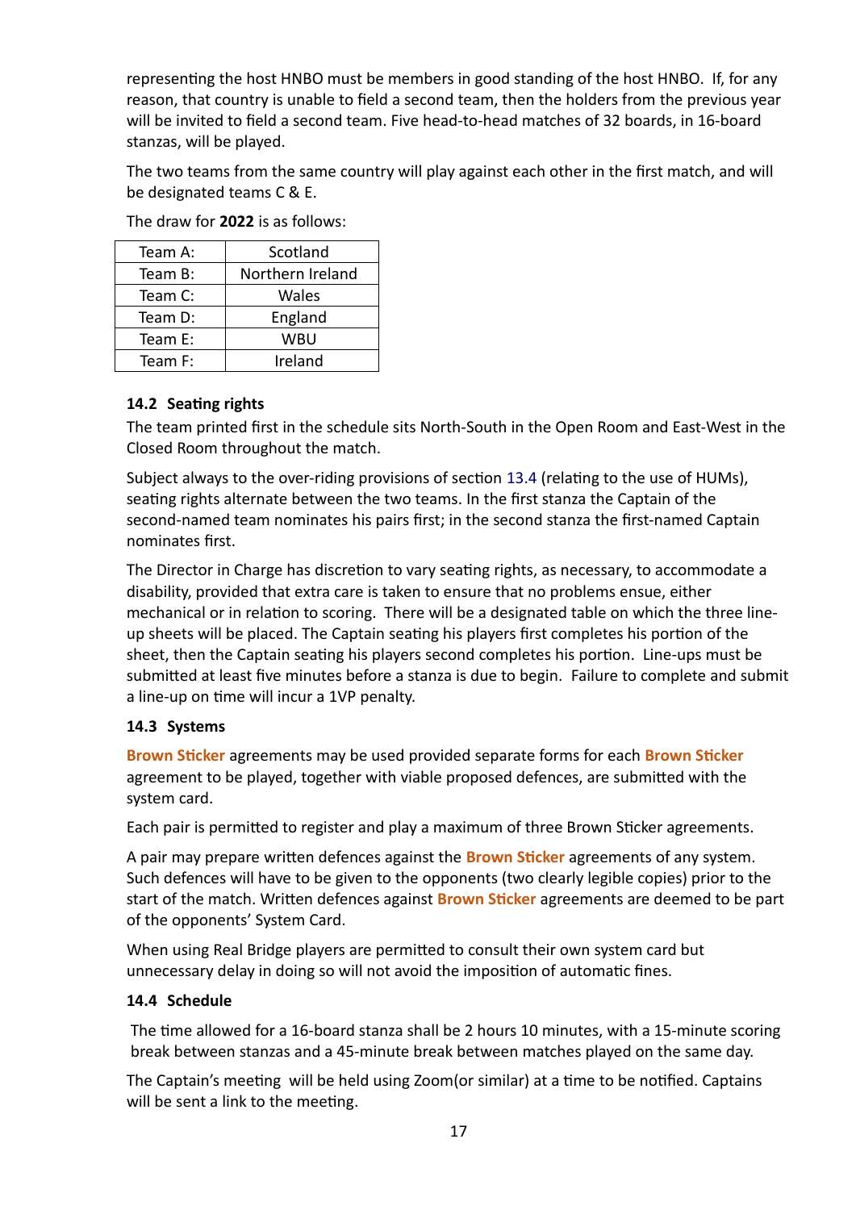representing the host HNBO must be members in good standing of the host HNBO. If, for any reason, that country is unable to field a second team, then the holders from the previous year will be invited to field a second team. Five head-to-head matches of 32 boards, in 16-board stanzas, will be played.

The two teams from the same country will play against each other in the first match, and will be designated teams C & E.

The draw for **2022** is as follows:

| Team A: | Scotland |
|---|---|
| Team B: | Northern Ireland |
| Team C: | Wales |
| Team D: | England |
| Team E: | WBU |
| Team F: | Ireland |

### 14.2 Seating rights

The team printed first in the schedule sits North-South in the Open Room and East-West in the Closed Room throughout the match.

Subject always to the over-riding provisions of section 13.4 (relating to the use of HUMs), seating rights alternate between the two teams. In the first stanza the Captain of the second-named team nominates his pairs first; in the second stanza the first-named Captain nominates first.

The Director in Charge has discretion to vary seating rights, as necessary, to accommodate a disability, provided that extra care is taken to ensure that no problems ensue, either mechanical or in relation to scoring. There will be a designated table on which the three line-up sheets will be placed. The Captain seating his players first completes his portion of the sheet, then the Captain seating his players second completes his portion. Line-ups must be submitted at least five minutes before a stanza is due to begin. Failure to complete and submit a line-up on time will incur a 1VP penalty.

### 14.3 Systems

**Brown Sticker** agreements may be used provided separate forms for each **Brown Sticker** agreement to be played, together with viable proposed defences, are submitted with the system card.

Each pair is permitted to register and play a maximum of three Brown Sticker agreements.

A pair may prepare written defences against the **Brown Sticker** agreements of any system. Such defences will have to be given to the opponents (two clearly legible copies) prior to the start of the match. Written defences against **Brown Sticker** agreements are deemed to be part of the opponents' System Card.

When using Real Bridge players are permitted to consult their own system card but unnecessary delay in doing so will not avoid the imposition of automatic fines.

### 14.4 Schedule

The time allowed for a 16-board stanza shall be 2 hours 10 minutes, with a 15-minute scoring break between stanzas and a 45-minute break between matches played on the same day.

The Captain's meeting will be held using Zoom(or similar) at a time to be notified. Captains will be sent a link to the meeting.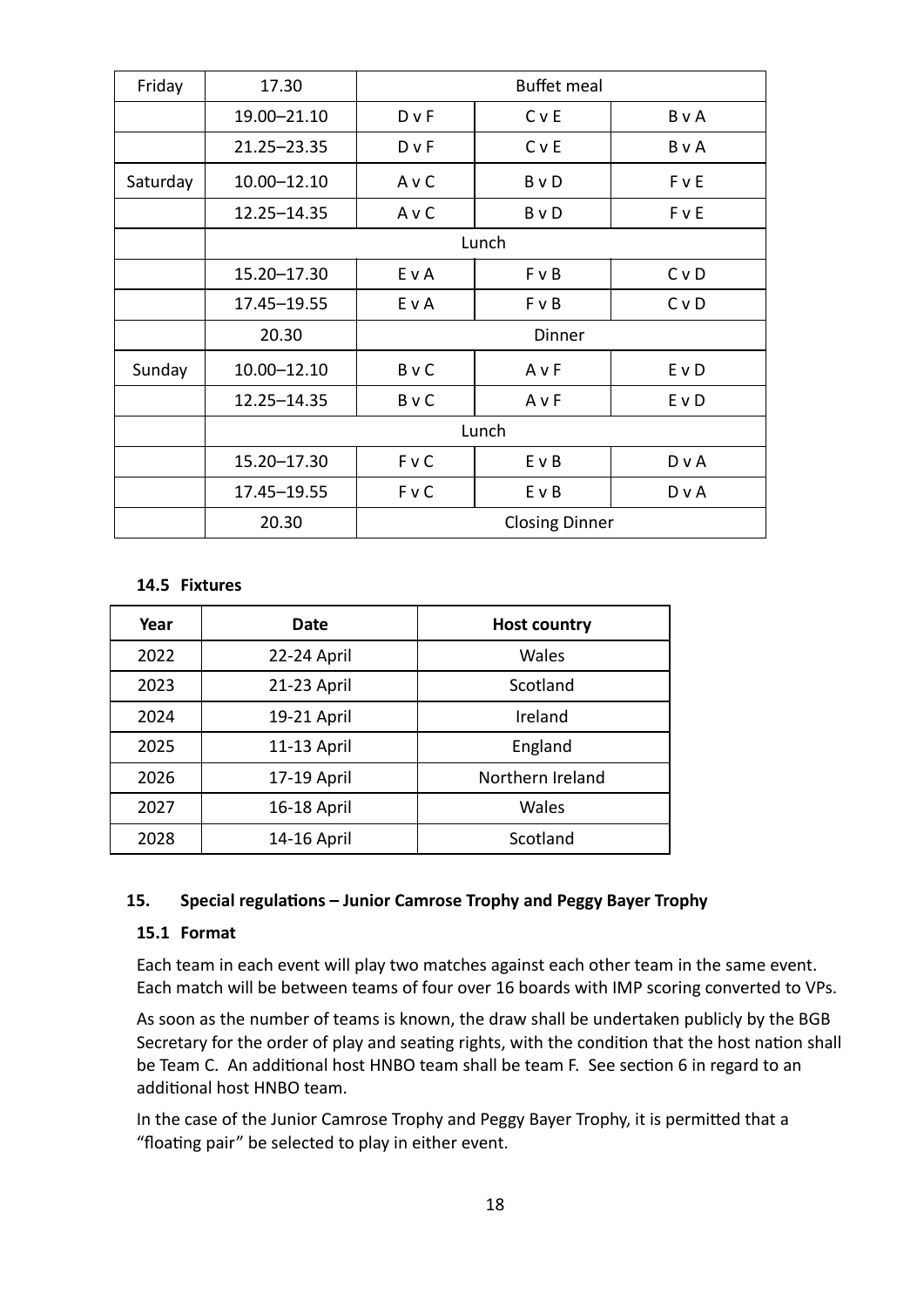| | | | | |
|---|---|---|---|---|
| Friday | 17.30 | Buffet meal | | |
| | 19.00–21.10 | D v F | C v E | B v A |
| | 21.25–23.35 | D v F | C v E | B v A |
| Saturday | 10.00–12.10 | A v C | B v D | F v E |
| | 12.25–14.35 | A v C | B v D | F v E |
| | Lunch | | | |
| | 15.20–17.30 | E v A | F v B | C v D |
| | 17.45–19.55 | E v A | F v B | C v D |
| | 20.30 | Dinner | | |
| Sunday | 10.00–12.10 | B v C | A v F | E v D |
| | 12.25–14.35 | B v C | A v F | E v D |
| | Lunch | | | |
| | 15.20–17.30 | F v C | E v B | D v A |
| | 17.45–19.55 | F v C | E v B | D v A |
| | 20.30 | Closing Dinner | | |

### 14.5 Fixtures

| Year | Date | Host country |
|---|---|---|
| 2022 | 22-24 April | Wales |
| 2023 | 21-23 April | Scotland |
| 2024 | 19-21 April | Ireland |
| 2025 | 11-13 April | England |
| 2026 | 17-19 April | Northern Ireland |
| 2027 | 16-18 April | Wales |
| 2028 | 14-16 April | Scotland |

## 15. Special regulations – Junior Camrose Trophy and Peggy Bayer Trophy

### 15.1 Format

Each team in each event will play two matches against each other team in the same event. Each match will be between teams of four over 16 boards with IMP scoring converted to VPs.

As soon as the number of teams is known, the draw shall be undertaken publicly by the BGB Secretary for the order of play and seating rights, with the condition that the host nation shall be Team C. An additional host HNBO team shall be team F. See section 6 in regard to an additional host HNBO team.

In the case of the Junior Camrose Trophy and Peggy Bayer Trophy, it is permitted that a "floating pair" be selected to play in either event.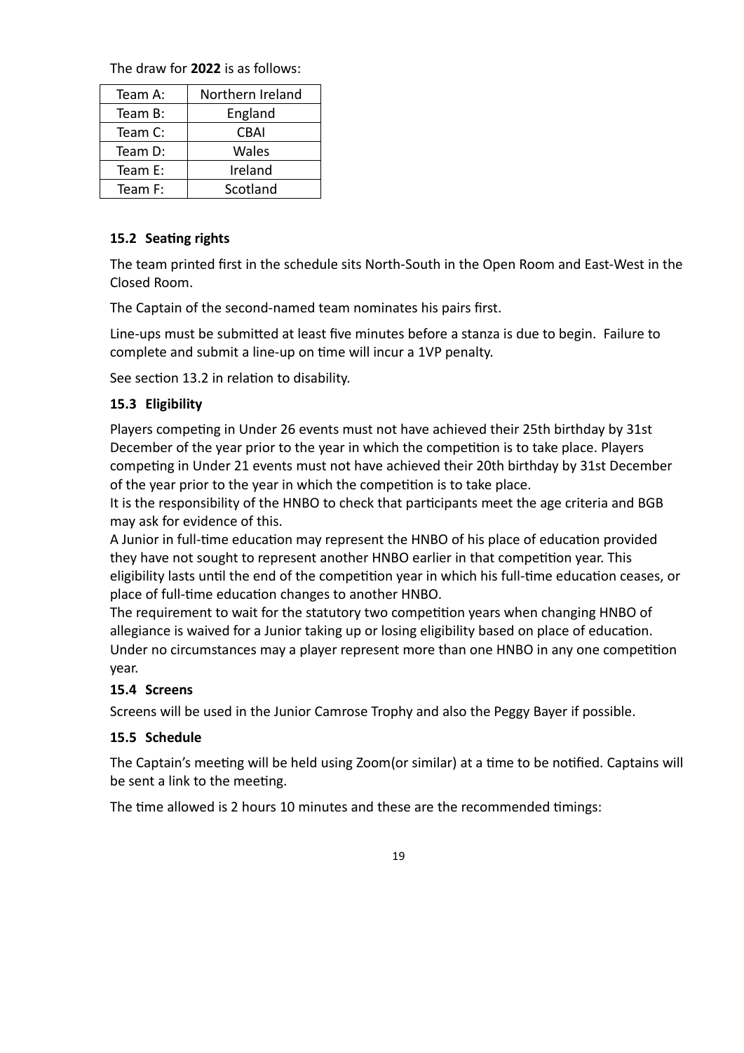The draw for **2022** is as follows:

| Team A: | Northern Ireland |
|---|---|
| Team B: | England |
| Team C: | CBAI |
| Team D: | Wales |
| Team E: | Ireland |
| Team F: | Scotland |

### 15.2 Seating rights

The team printed first in the schedule sits North-South in the Open Room and East-West in the Closed Room.

The Captain of the second-named team nominates his pairs first.

Line-ups must be submitted at least five minutes before a stanza is due to begin. Failure to complete and submit a line-up on time will incur a 1VP penalty.

See section 13.2 in relation to disability.

### 15.3 Eligibility

Players competing in Under 26 events must not have achieved their 25th birthday by 31st December of the year prior to the year in which the competition is to take place. Players competing in Under 21 events must not have achieved their 20th birthday by 31st December of the year prior to the year in which the competition is to take place.
It is the responsibility of the HNBO to check that participants meet the age criteria and BGB may ask for evidence of this.
A Junior in full-time education may represent the HNBO of his place of education provided they have not sought to represent another HNBO earlier in that competition year. This eligibility lasts until the end of the competition year in which his full-time education ceases, or place of full-time education changes to another HNBO.
The requirement to wait for the statutory two competition years when changing HNBO of allegiance is waived for a Junior taking up or losing eligibility based on place of education.
Under no circumstances may a player represent more than one HNBO in any one competition year.

### 15.4 Screens

Screens will be used in the Junior Camrose Trophy and also the Peggy Bayer if possible.

### 15.5 Schedule

The Captain's meeting will be held using Zoom(or similar) at a time to be notified. Captains will be sent a link to the meeting.

The time allowed is 2 hours 10 minutes and these are the recommended timings: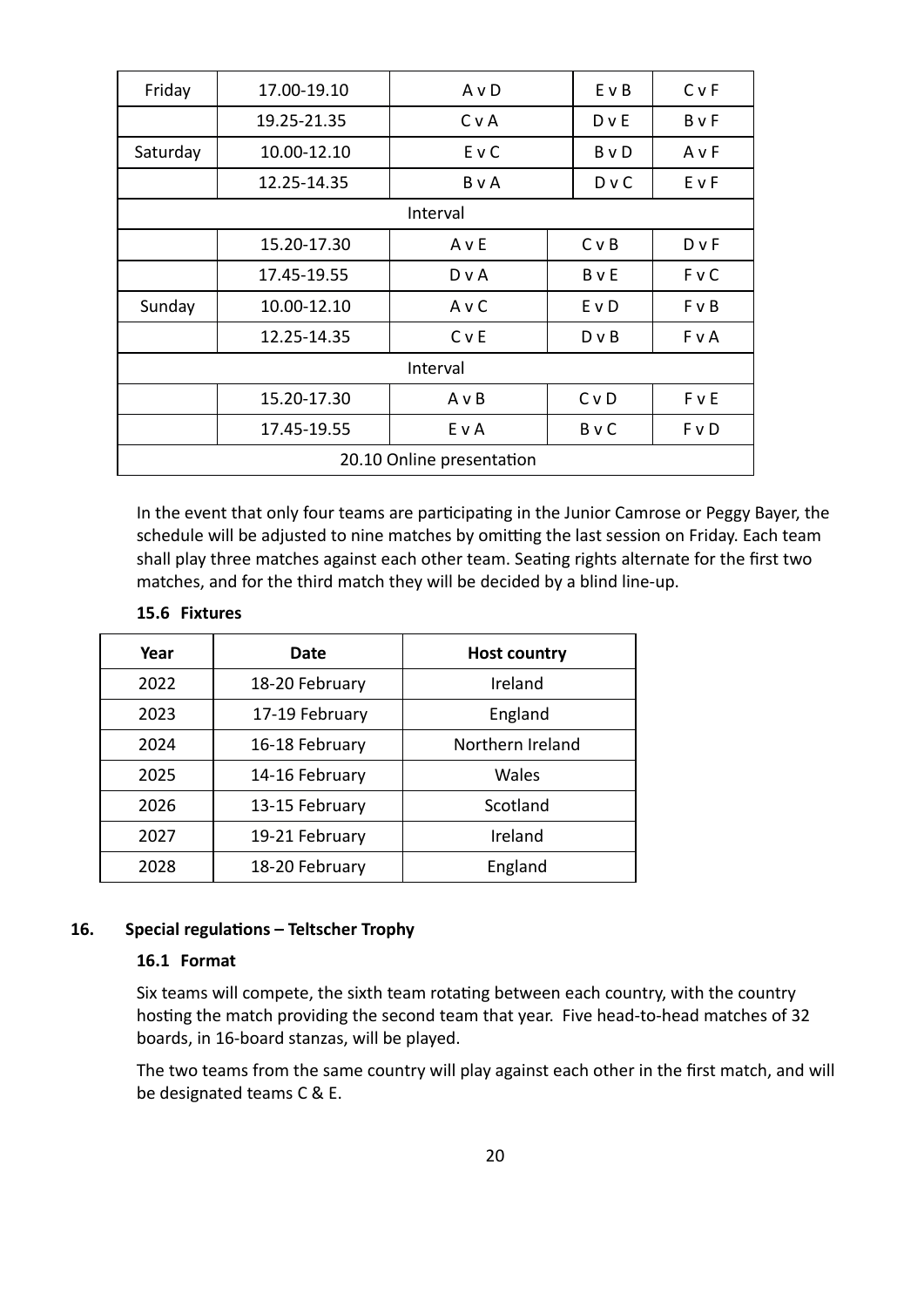| | | | | |
|---|---|---|---|---|
| Friday | 17.00-19.10 | A v D | E v B | C v F |
| | 19.25-21.35 | C v A | D v E | B v F |
| Saturday | 10.00-12.10 | E v C | B v D | A v F |
| | 12.25-14.35 | B v A | D v C | E v F |
| Interval | | | | |
| | 15.20-17.30 | A v E | C v B | D v F |
| | 17.45-19.55 | D v A | B v E | F v C |
| Sunday | 10.00-12.10 | A v C | E v D | F v B |
| | 12.25-14.35 | C v E | D v B | F v A |
| Interval | | | | |
| | 15.20-17.30 | A v B | C v D | F v E |
| | 17.45-19.55 | E v A | B v C | F v D |
| 20.10 Online presentation | | | | |

In the event that only four teams are participating in the Junior Camrose or Peggy Bayer, the schedule will be adjusted to nine matches by omitting the last session on Friday. Each team shall play three matches against each other team. Seating rights alternate for the first two matches, and for the third match they will be decided by a blind line-up.

**15.6 Fixtures**

| Year | Date | Host country |
|---|---|---|
| 2022 | 18-20 February | Ireland |
| 2023 | 17-19 February | England |
| 2024 | 16-18 February | Northern Ireland |
| 2025 | 14-16 February | Wales |
| 2026 | 13-15 February | Scotland |
| 2027 | 19-21 February | Ireland |
| 2028 | 18-20 February | England |

## 16. Special regulations – Teltscher Trophy

**16.1 Format**

Six teams will compete, the sixth team rotating between each country, with the country hosting the match providing the second team that year. Five head-to-head matches of 32 boards, in 16-board stanzas, will be played.

The two teams from the same country will play against each other in the first match, and will be designated teams C & E.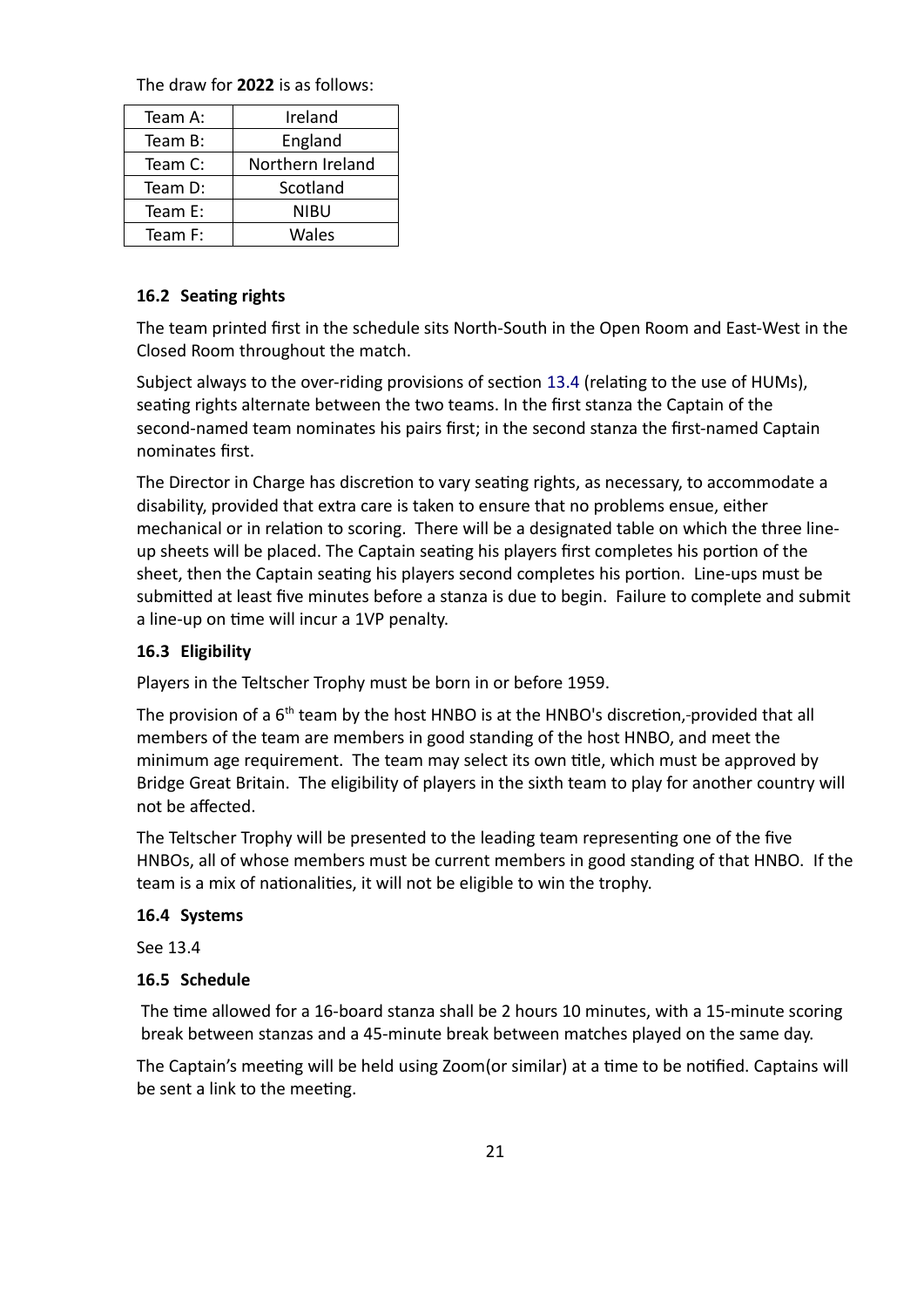The draw for **2022** is as follows:

| Team A: | Ireland |
|---|---|
| Team B: | England |
| Team C: | Northern Ireland |
| Team D: | Scotland |
| Team E: | NIBU |
| Team F: | Wales |

**16.2 Seating rights**

The team printed first in the schedule sits North-South in the Open Room and East-West in the Closed Room throughout the match.

Subject always to the over-riding provisions of section 13.4 (relating to the use of HUMs), seating rights alternate between the two teams. In the first stanza the Captain of the second-named team nominates his pairs first; in the second stanza the first-named Captain nominates first.

The Director in Charge has discretion to vary seating rights, as necessary, to accommodate a disability, provided that extra care is taken to ensure that no problems ensue, either mechanical or in relation to scoring. There will be a designated table on which the three line-up sheets will be placed. The Captain seating his players first completes his portion of the sheet, then the Captain seating his players second completes his portion. Line-ups must be submitted at least five minutes before a stanza is due to begin. Failure to complete and submit a line-up on time will incur a 1VP penalty.

**16.3 Eligibility**

Players in the Teltscher Trophy must be born in or before 1959.

The provision of a 6th team by the host HNBO is at the HNBO's discretion, provided that all members of the team are members in good standing of the host HNBO, and meet the minimum age requirement. The team may select its own title, which must be approved by Bridge Great Britain. The eligibility of players in the sixth team to play for another country will not be affected.

The Teltscher Trophy will be presented to the leading team representing one of the five HNBOs, all of whose members must be current members in good standing of that HNBO. If the team is a mix of nationalities, it will not be eligible to win the trophy.

**16.4 Systems**

See 13.4

**16.5 Schedule**

The time allowed for a 16-board stanza shall be 2 hours 10 minutes, with a 15-minute scoring break between stanzas and a 45-minute break between matches played on the same day.

The Captain's meeting will be held using Zoom(or similar) at a time to be notified. Captains will be sent a link to the meeting.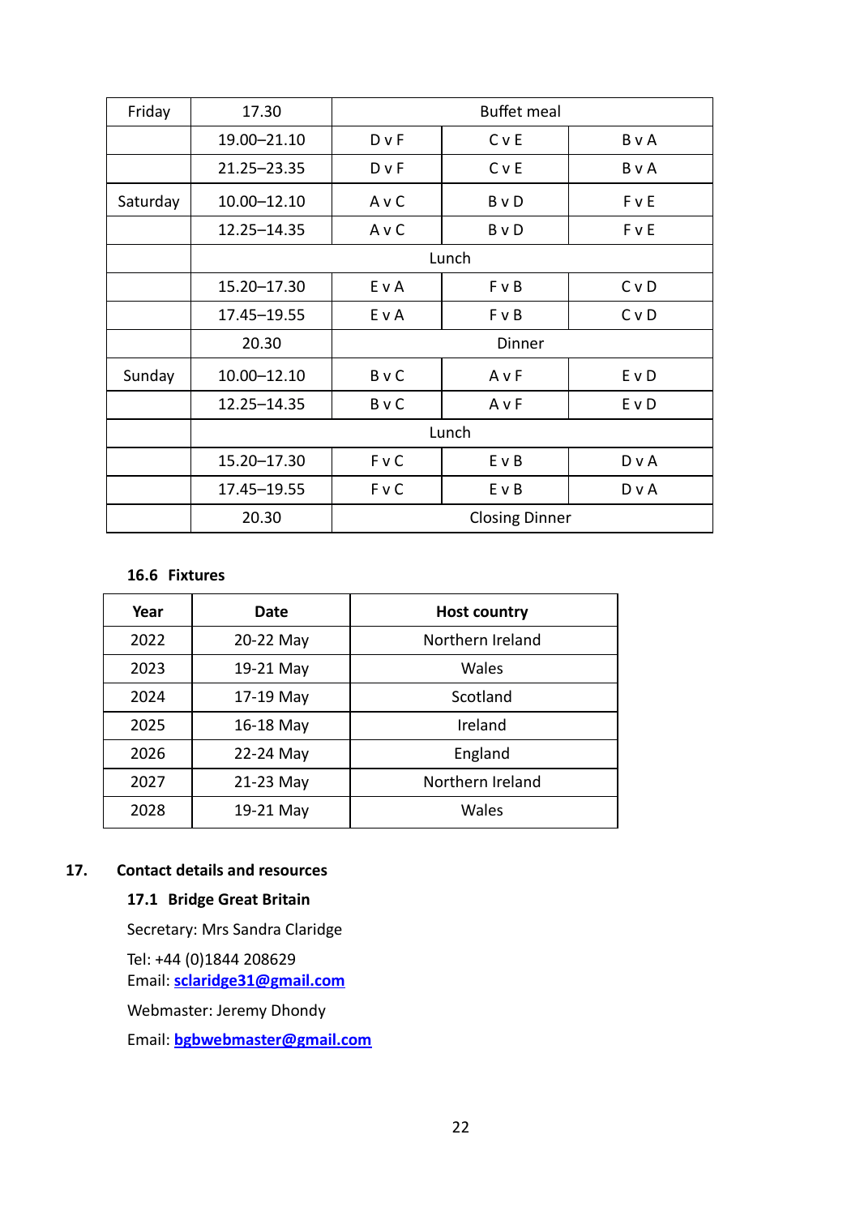| Friday | 17.30 | Buffet meal | | |
|---|---|---|---|---|
| | 19.00–21.10 | D v F | C v E | B v A |
| | 21.25–23.35 | D v F | C v E | B v A |
| Saturday | 10.00–12.10 | A v C | B v D | F v E |
| | 12.25–14.35 | A v C | B v D | F v E |
| | Lunch | | | |
| | 15.20–17.30 | E v A | F v B | C v D |
| | 17.45–19.55 | E v A | F v B | C v D |
| | 20.30 | Dinner | | |
| Sunday | 10.00–12.10 | B v C | A v F | E v D |
| | 12.25–14.35 | B v C | A v F | E v D |
| | Lunch | | | |
| | 15.20–17.30 | F v C | E v B | D v A |
| | 17.45–19.55 | F v C | E v B | D v A |
| | 20.30 | Closing Dinner | | |

### 16.6 Fixtures

| Year | Date | Host country |
|---|---|---|
| 2022 | 20-22 May | Northern Ireland |
| 2023 | 19-21 May | Wales |
| 2024 | 17-19 May | Scotland |
| 2025 | 16-18 May | Ireland |
| 2026 | 22-24 May | England |
| 2027 | 21-23 May | Northern Ireland |
| 2028 | 19-21 May | Wales |

## 17. Contact details and resources

### 17.1 Bridge Great Britain

Secretary: Mrs Sandra Claridge

Tel: +44 (0)1844 208629
Email: **sclaridge31@gmail.com**

Webmaster: Jeremy Dhondy

Email: **bgbwebmaster@gmail.com**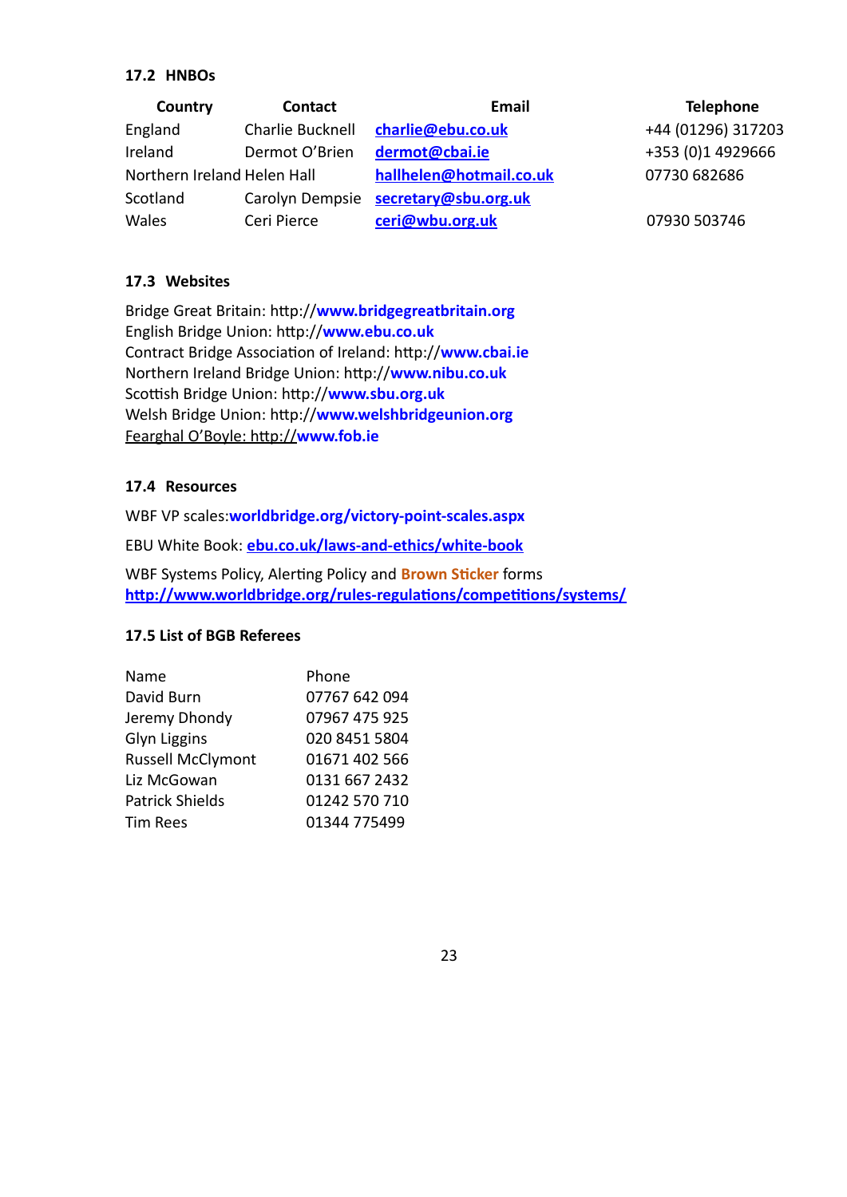### 17.2 HNBOs

| Country | Contact | Email | Telephone |
|---|---|---|---|
| England | Charlie Bucknell | charlie@ebu.co.uk | +44 (01296) 317203 |
| Ireland | Dermot O'Brien | dermot@cbai.ie | +353 (0)1 4929666 |
| Northern Ireland | Helen Hall | hallhelen@hotmail.co.uk | 07730 682686 |
| Scotland | Carolyn Dempsie | secretary@sbu.org.uk | |
| Wales | Ceri Pierce | ceri@wbu.org.uk | 07930 503746 |

### 17.3 Websites

Bridge Great Britain: http://www.bridgegreatbritain.org
English Bridge Union: http://www.ebu.co.uk
Contract Bridge Association of Ireland: http://www.cbai.ie
Northern Ireland Bridge Union: http://www.nibu.co.uk
Scottish Bridge Union: http://www.sbu.org.uk
Welsh Bridge Union: http://www.welshbridgeunion.org
Fearghal O'Boyle: http://www.fob.ie

### 17.4 Resources

WBF VP scales:worldbridge.org/victory-point-scales.aspx

EBU White Book: ebu.co.uk/laws-and-ethics/white-book

WBF Systems Policy, Alerting Policy and **Brown Sticker** forms
http://www.worldbridge.org/rules-regulations/competitions/systems/

### 17.5 List of BGB Referees

| Name | Phone |
|---|---|
| David Burn | 07767 642 094 |
| Jeremy Dhondy | 07967 475 925 |
| Glyn Liggins | 020 8451 5804 |
| Russell McClymont | 01671 402 566 |
| Liz McGowan | 0131 667 2432 |
| Patrick Shields | 01242 570 710 |
| Tim Rees | 01344 775499 |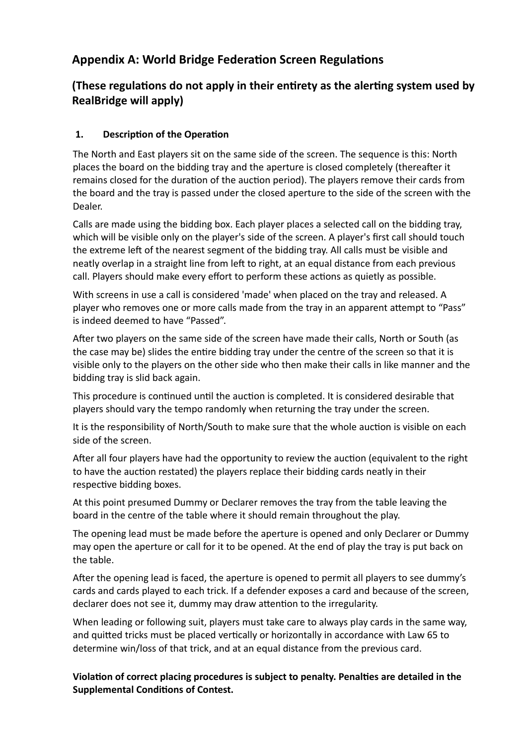## Appendix A: World Bridge Federation Screen Regulations

## (These regulations do not apply in their entirety as the alerting system used by RealBridge will apply)

### 1. Description of the Operation

The North and East players sit on the same side of the screen. The sequence is this: North places the board on the bidding tray and the aperture is closed completely (thereafter it remains closed for the duration of the auction period). The players remove their cards from the board and the tray is passed under the closed aperture to the side of the screen with the Dealer.

Calls are made using the bidding box. Each player places a selected call on the bidding tray, which will be visible only on the player's side of the screen. A player's first call should touch the extreme left of the nearest segment of the bidding tray. All calls must be visible and neatly overlap in a straight line from left to right, at an equal distance from each previous call. Players should make every effort to perform these actions as quietly as possible.

With screens in use a call is considered 'made' when placed on the tray and released. A player who removes one or more calls made from the tray in an apparent attempt to "Pass" is indeed deemed to have "Passed".

After two players on the same side of the screen have made their calls, North or South (as the case may be) slides the entire bidding tray under the centre of the screen so that it is visible only to the players on the other side who then make their calls in like manner and the bidding tray is slid back again.

This procedure is continued until the auction is completed. It is considered desirable that players should vary the tempo randomly when returning the tray under the screen.

It is the responsibility of North/South to make sure that the whole auction is visible on each side of the screen.

After all four players have had the opportunity to review the auction (equivalent to the right to have the auction restated) the players replace their bidding cards neatly in their respective bidding boxes.

At this point presumed Dummy or Declarer removes the tray from the table leaving the board in the centre of the table where it should remain throughout the play.

The opening lead must be made before the aperture is opened and only Declarer or Dummy may open the aperture or call for it to be opened. At the end of play the tray is put back on the table.

After the opening lead is faced, the aperture is opened to permit all players to see dummy's cards and cards played to each trick. If a defender exposes a card and because of the screen, declarer does not see it, dummy may draw attention to the irregularity.

When leading or following suit, players must take care to always play cards in the same way, and quitted tricks must be placed vertically or horizontally in accordance with Law 65 to determine win/loss of that trick, and at an equal distance from the previous card.

**Violation of correct placing procedures is subject to penalty. Penalties are detailed in the Supplemental Conditions of Contest.**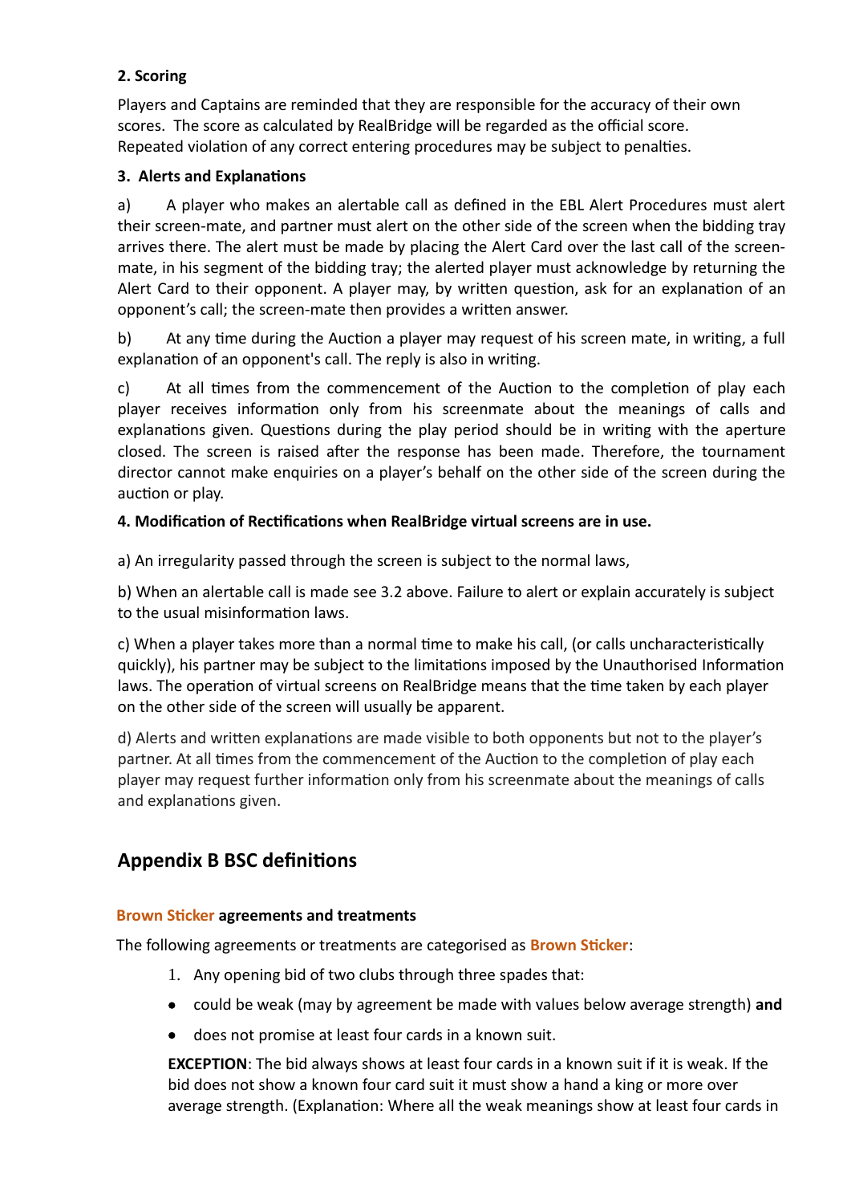**2. Scoring**

Players and Captains are reminded that they are responsible for the accuracy of their own scores. The score as calculated by RealBridge will be regarded as the official score. Repeated violation of any correct entering procedures may be subject to penalties.

**3. Alerts and Explanations**

a) A player who makes an alertable call as defined in the EBL Alert Procedures must alert their screen-mate, and partner must alert on the other side of the screen when the bidding tray arrives there. The alert must be made by placing the Alert Card over the last call of the screen-mate, in his segment of the bidding tray; the alerted player must acknowledge by returning the Alert Card to their opponent. A player may, by written question, ask for an explanation of an opponent's call; the screen-mate then provides a written answer.

b) At any time during the Auction a player may request of his screen mate, in writing, a full explanation of an opponent's call. The reply is also in writing.

c) At all times from the commencement of the Auction to the completion of play each player receives information only from his screenmate about the meanings of calls and explanations given. Questions during the play period should be in writing with the aperture closed. The screen is raised after the response has been made. Therefore, the tournament director cannot make enquiries on a player's behalf on the other side of the screen during the auction or play.

**4. Modification of Rectifications when RealBridge virtual screens are in use.**

a) An irregularity passed through the screen is subject to the normal laws,

b) When an alertable call is made see 3.2 above. Failure to alert or explain accurately is subject to the usual misinformation laws.

c) When a player takes more than a normal time to make his call, (or calls uncharacteristically quickly), his partner may be subject to the limitations imposed by the Unauthorised Information laws. The operation of virtual screens on RealBridge means that the time taken by each player on the other side of the screen will usually be apparent.

d) Alerts and written explanations are made visible to both opponents but not to the player's partner. At all times from the commencement of the Auction to the completion of play each player may request further information only from his screenmate about the meanings of calls and explanations given.

## Appendix B BSC definitions

### Brown Sticker agreements and treatments

The following agreements or treatments are categorised as **Brown Sticker**:

1. Any opening bid of two clubs through three spades that:

- could be weak (may by agreement be made with values below average strength) **and**
- does not promise at least four cards in a known suit.

**EXCEPTION**: The bid always shows at least four cards in a known suit if it is weak. If the bid does not show a known four card suit it must show a hand a king or more over average strength. (Explanation: Where all the weak meanings show at least four cards in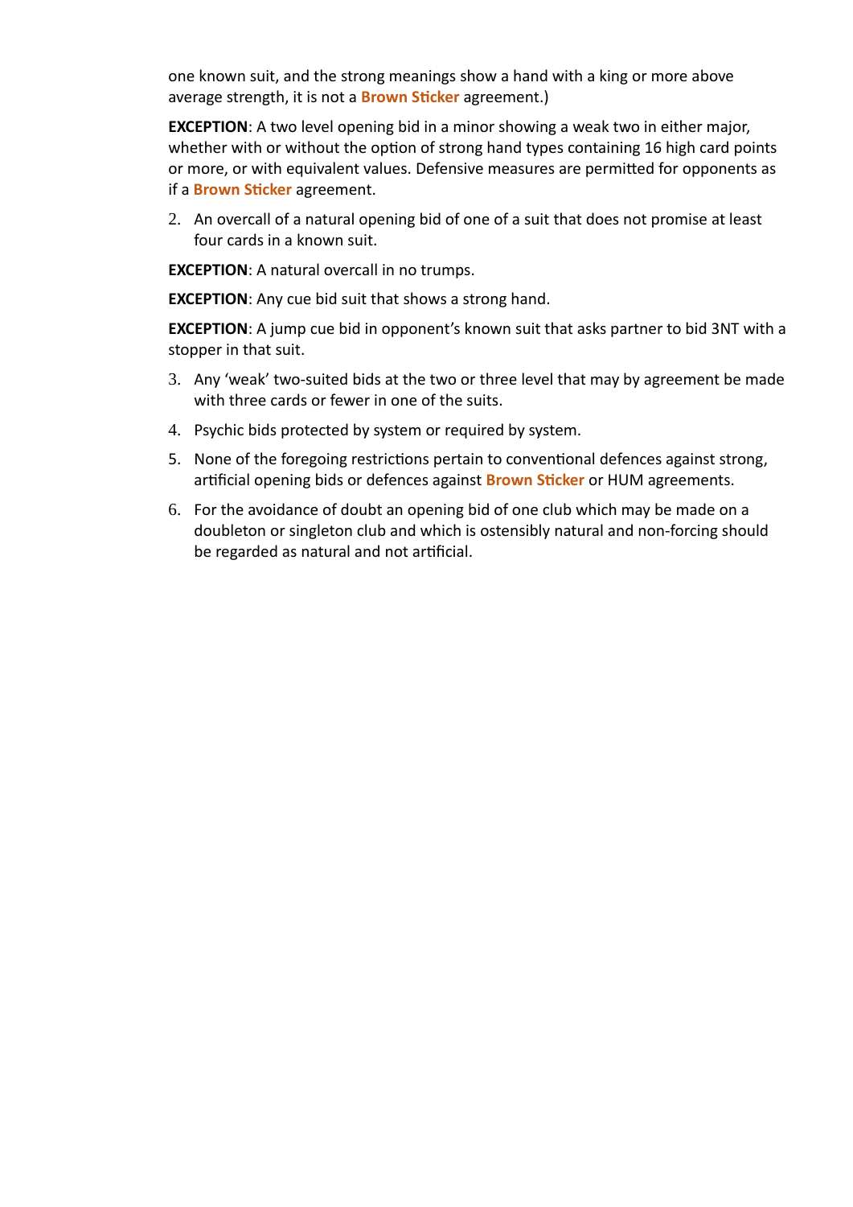one known suit, and the strong meanings show a hand with a king or more above average strength, it is not a **Brown Sticker** agreement.)

**EXCEPTION**: A two level opening bid in a minor showing a weak two in either major, whether with or without the option of strong hand types containing 16 high card points or more, or with equivalent values. Defensive measures are permitted for opponents as if a **Brown Sticker** agreement.

2. An overcall of a natural opening bid of one of a suit that does not promise at least four cards in a known suit.

**EXCEPTION**: A natural overcall in no trumps.

**EXCEPTION**: Any cue bid suit that shows a strong hand.

**EXCEPTION**: A jump cue bid in opponent's known suit that asks partner to bid 3NT with a stopper in that suit.

3. Any 'weak' two-suited bids at the two or three level that may by agreement be made with three cards or fewer in one of the suits.
4. Psychic bids protected by system or required by system.
5. None of the foregoing restrictions pertain to conventional defences against strong, artificial opening bids or defences against **Brown Sticker** or HUM agreements.
6. For the avoidance of doubt an opening bid of one club which may be made on a doubleton or singleton club and which is ostensibly natural and non-forcing should be regarded as natural and not artificial.